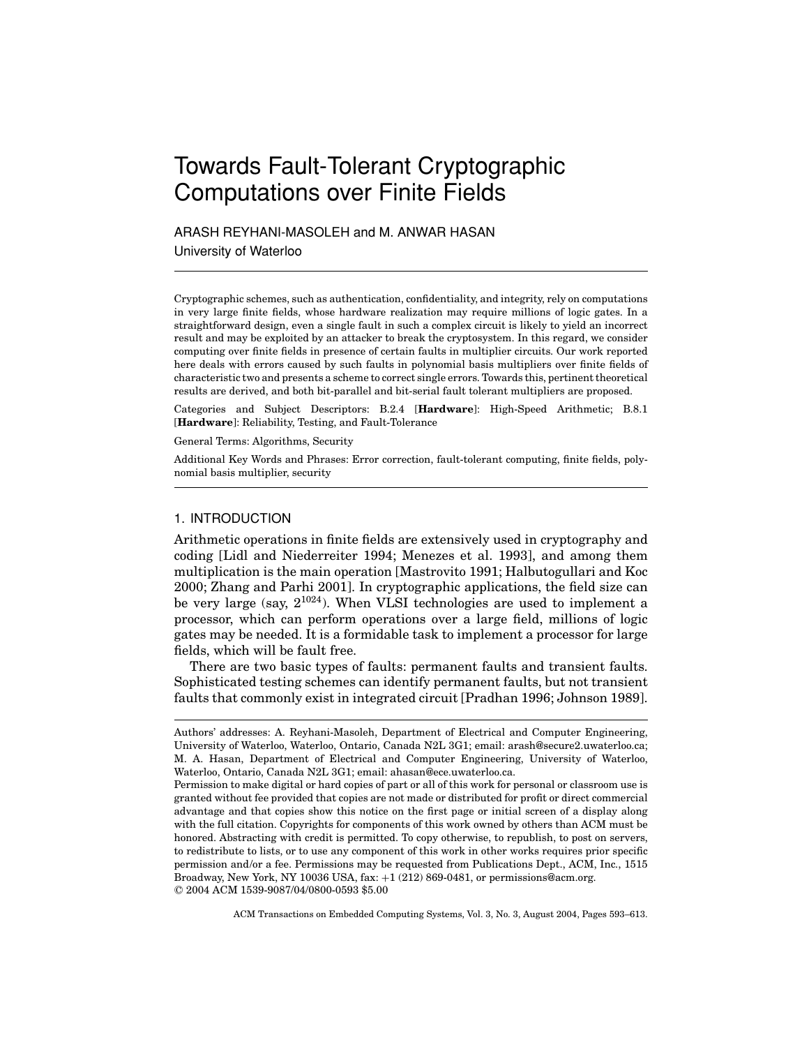# Towards Fault-Tolerant Cryptographic Computations over Finite Fields

ARASH REYHANI-MASOLEH and M. ANWAR HASAN
University of Waterloo

---

Cryptographic schemes, such as authentication, confidentiality, and integrity, rely on computations in very large finite fields, whose hardware realization may require millions of logic gates. In a straightforward design, even a single fault in such a complex circuit is likely to yield an incorrect result and may be exploited by an attacker to break the cryptosystem. In this regard, we consider computing over finite fields in presence of certain faults in multiplier circuits. Our work reported here deals with errors caused by such faults in polynomial basis multipliers over finite fields of characteristic two and presents a scheme to correct single errors. Towards this, pertinent theoretical results are derived, and both bit-parallel and bit-serial fault tolerant multipliers are proposed.

Categories and Subject Descriptors: B.2.4 [**Hardware**]: High-Speed Arithmetic; B.8.1 [**Hardware**]: Reliability, Testing, and Fault-Tolerance

General Terms: Algorithms, Security

Additional Key Words and Phrases: Error correction, fault-tolerant computing, finite fields, polynomial basis multiplier, security

---

## 1. INTRODUCTION

Arithmetic operations in finite fields are extensively used in cryptography and coding [Lidl and Niederreiter 1994; Menezes et al. 1993], and among them multiplication is the main operation [Mastrovito 1991; Halbutogullari and Koc 2000; Zhang and Parhi 2001]. In cryptographic applications, the field size can be very large (say, $2^{1024}$). When VLSI technologies are used to implement a processor, which can perform operations over a large field, millions of logic gates may be needed. It is a formidable task to implement a processor for large fields, which will be fault free.

There are two basic types of faults: permanent faults and transient faults. Sophisticated testing schemes can identify permanent faults, but not transient faults that commonly exist in integrated circuit [Pradhan 1996; Johnson 1989].

---

Authors' addresses: A. Reyhani-Masoleh, Department of Electrical and Computer Engineering, University of Waterloo, Waterloo, Ontario, Canada N2L 3G1; email: arash@secure2.uwaterloo.ca; M. A. Hasan, Department of Electrical and Computer Engineering, University of Waterloo, Waterloo, Ontario, Canada N2L 3G1; email: ahasan@ece.uwaterloo.ca.

Permission to make digital or hard copies of part or all of this work for personal or classroom use is granted without fee provided that copies are not made or distributed for profit or direct commercial advantage and that copies show this notice on the first page or initial screen of a display along with the full citation. Copyrights for components of this work owned by others than ACM must be honored. Abstracting with credit is permitted. To copy otherwise, to republish, to post on servers, to redistribute to lists, or to use any component of this work in other works requires prior specific permission and/or a fee. Permissions may be requested from Publications Dept., ACM, Inc., 1515 Broadway, New York, NY 10036 USA, fax: +1 (212) 869-0481, or permissions@acm.org.
© 2004 ACM 1539-9087/04/0800-0593 $5.00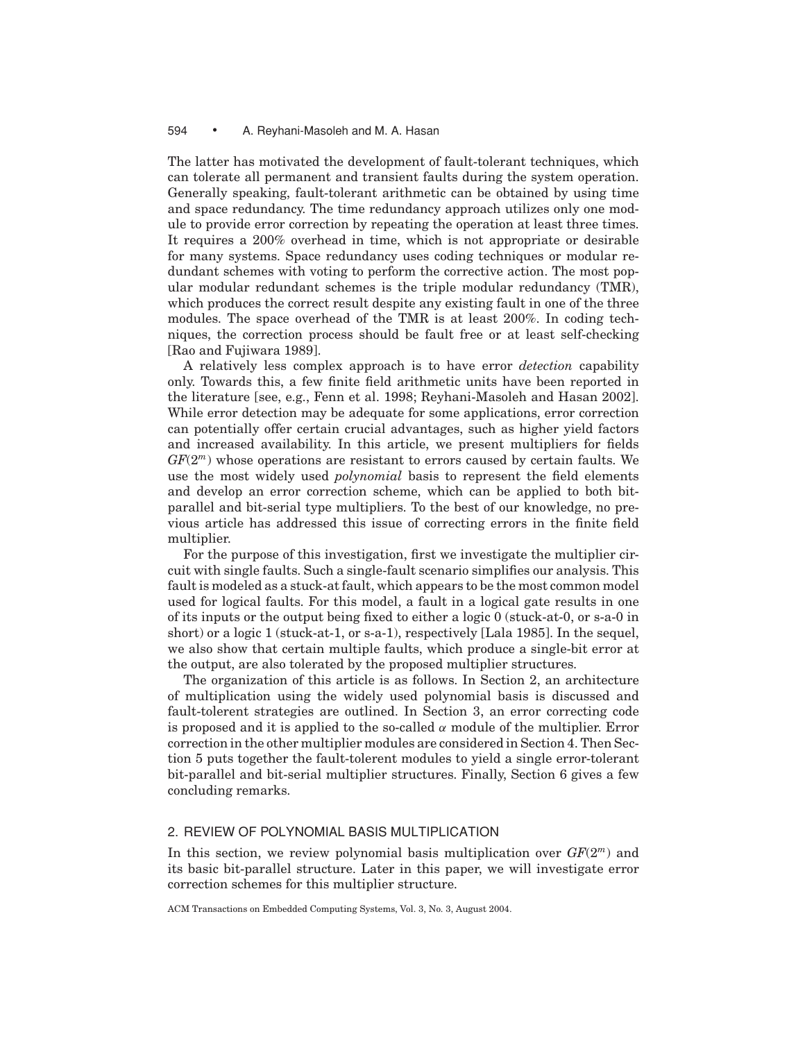The latter has motivated the development of fault-tolerant techniques, which can tolerate all permanent and transient faults during the system operation. Generally speaking, fault-tolerant arithmetic can be obtained by using time and space redundancy. The time redundancy approach utilizes only one module to provide error correction by repeating the operation at least three times. It requires a 200% overhead in time, which is not appropriate or desirable for many systems. Space redundancy uses coding techniques or modular redundant schemes with voting to perform the corrective action. The most popular modular redundant schemes is the triple modular redundancy (TMR), which produces the correct result despite any existing fault in one of the three modules. The space overhead of the TMR is at least 200%. In coding techniques, the correction process should be fault free or at least self-checking [Rao and Fujiwara 1989].

A relatively less complex approach is to have error *detection* capability only. Towards this, a few finite field arithmetic units have been reported in the literature [see, e.g., Fenn et al. 1998; Reyhani-Masoleh and Hasan 2002]. While error detection may be adequate for some applications, error correction can potentially offer certain crucial advantages, such as higher yield factors and increased availability. In this article, we present multipliers for fields $GF(2^m)$ whose operations are resistant to errors caused by certain faults. We use the most widely used *polynomial* basis to represent the field elements and develop an error correction scheme, which can be applied to both bit-parallel and bit-serial type multipliers. To the best of our knowledge, no previous article has addressed this issue of correcting errors in the finite field multiplier.

For the purpose of this investigation, first we investigate the multiplier circuit with single faults. Such a single-fault scenario simplifies our analysis. This fault is modeled as a stuck-at fault, which appears to be the most common model used for logical faults. For this model, a fault in a logical gate results in one of its inputs or the output being fixed to either a logic 0 (stuck-at-0, or s-a-0 in short) or a logic 1 (stuck-at-1, or s-a-1), respectively [Lala 1985]. In the sequel, we also show that certain multiple faults, which produce a single-bit error at the output, are also tolerated by the proposed multiplier structures.

The organization of this article is as follows. In Section 2, an architecture of multiplication using the widely used polynomial basis is discussed and fault-tolerent strategies are outlined. In Section 3, an error correcting code is proposed and it is applied to the so-called $\alpha$ module of the multiplier. Error correction in the other multiplier modules are considered in Section 4. Then Section 5 puts together the fault-tolerent modules to yield a single error-tolerant bit-parallel and bit-serial multiplier structures. Finally, Section 6 gives a few concluding remarks.

## 2. REVIEW OF POLYNOMIAL BASIS MULTIPLICATION

In this section, we review polynomial basis multiplication over $GF(2^m)$ and its basic bit-parallel structure. Later in this paper, we will investigate error correction schemes for this multiplier structure.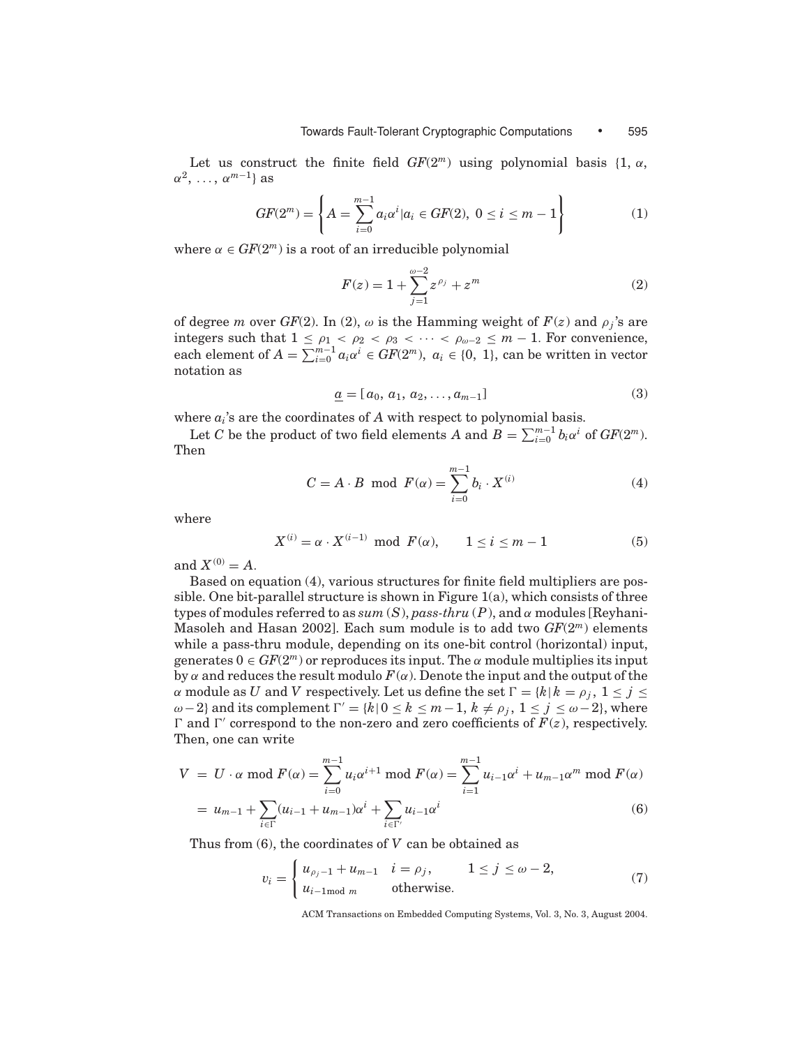Let us construct the finite field $GF(2^m)$ using polynomial basis $\{1, \alpha, \alpha^2, \ldots, \alpha^{m-1}\}$ as

$$GF(2^m) = \left\{ A = \sum_{i=0}^{m-1} a_i \alpha^i | a_i \in GF(2),\ 0 \leq i \leq m-1 \right\} \tag{1}$$

where $\alpha \in GF(2^m)$ is a root of an irreducible polynomial

$$F(z) = 1 + \sum_{j=1}^{\omega-2} z^{\rho_j} + z^m \tag{2}$$

of degree $m$ over $GF(2)$. In (2), $\omega$ is the Hamming weight of $F(z)$ and $\rho_j$'s are integers such that $1 \leq \rho_1 < \rho_2 < \rho_3 < \cdots < \rho_{\omega-2} \leq m-1$. For convenience, each element of $A = \sum_{i=0}^{m-1} a_i \alpha^i \in GF(2^m)$, $a_i \in \{0, 1\}$, can be written in vector notation as

$$\underline{a} = [a_0, a_1, a_2, \ldots, a_{m-1}] \tag{3}$$

where $a_i$'s are the coordinates of $A$ with respect to polynomial basis.

Let $C$ be the product of two field elements $A$ and $B = \sum_{i=0}^{m-1} b_i \alpha^i$ of $GF(2^m)$. Then

$$C = A \cdot B \mod F(\alpha) = \sum_{i=0}^{m-1} b_i \cdot X^{(i)} \tag{4}$$

where

$$X^{(i)} = \alpha \cdot X^{(i-1)} \mod F(\alpha), \qquad 1 \leq i \leq m-1 \tag{5}$$

and $X^{(0)} = A$.

Based on equation (4), various structures for finite field multipliers are possible. One bit-parallel structure is shown in Figure 1(a), which consists of three types of modules referred to as *sum* $(S)$, *pass-thru* $(P)$, and $\alpha$ modules [Reyhani-Masoleh and Hasan 2002]. Each sum module is to add two $GF(2^m)$ elements while a pass-thru module, depending on its one-bit control (horizontal) input, generates $0 \in GF(2^m)$ or reproduces its input. The $\alpha$ module multiplies its input by $\alpha$ and reduces the result modulo $F(\alpha)$. Denote the input and the output of the $\alpha$ module as $U$ and $V$ respectively. Let us define the set $\Gamma = \{k | k = \rho_j,\ 1 \leq j \leq \omega-2\}$ and its complement $\Gamma' = \{k | 0 \leq k \leq m-1,\ k \neq \rho_j,\ 1 \leq j \leq \omega-2\}$, where $\Gamma$ and $\Gamma'$ correspond to the non-zero and zero coefficients of $F(z)$, respectively. Then, one can write

$$\begin{aligned} V &= U \cdot \alpha \bmod F(\alpha) = \sum_{i=0}^{m-1} u_i \alpha^{i+1} \bmod F(\alpha) = \sum_{i=1}^{m-1} u_{i-1} \alpha^i + u_{m-1} \alpha^m \bmod F(\alpha) \\ &= u_{m-1} + \sum_{i \in \Gamma} (u_{i-1} + u_{m-1}) \alpha^i + \sum_{i \in \Gamma'} u_{i-1} \alpha^i \end{aligned} \tag{6}$$

Thus from (6), the coordinates of $V$ can be obtained as

$$v_i = \begin{cases} u_{\rho_j - 1} + u_{m-1} & i = \rho_j, \qquad 1 \leq j \leq \omega-2, \\ u_{i-1 \bmod m} & \text{otherwise.} \end{cases} \tag{7}$$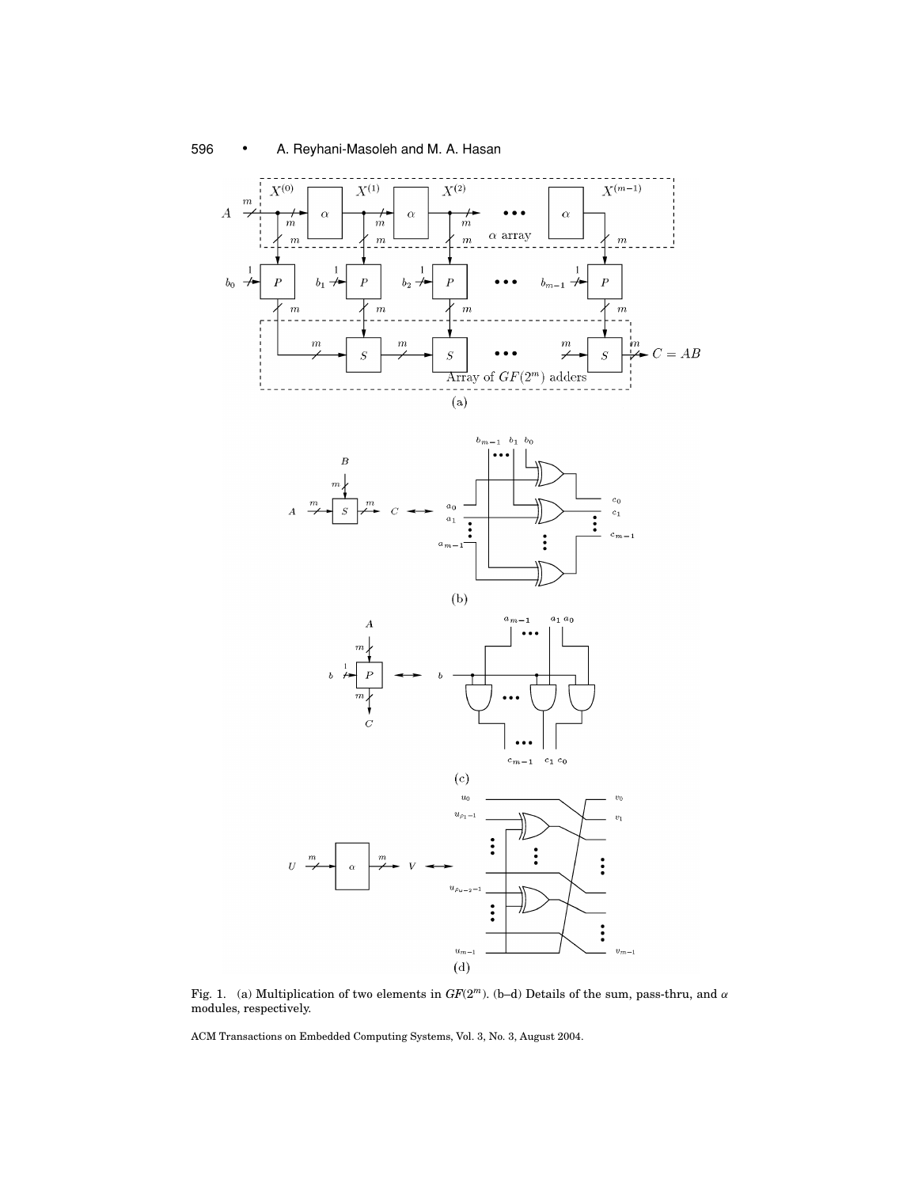Fig. 1. (a) Multiplication of two elements in $GF(2^m)$. (b–d) Details of the sum, pass-thru, and $\alpha$ modules, respectively.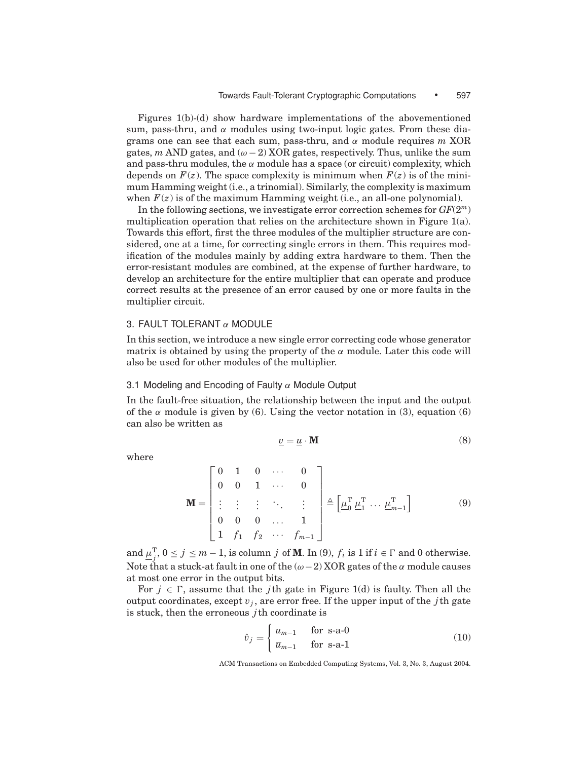Figures 1(b)-(d) show hardware implementations of the abovementioned sum, pass-thru, and $\alpha$ modules using two-input logic gates. From these diagrams one can see that each sum, pass-thru, and $\alpha$ module requires $m$ XOR gates, $m$ AND gates, and $(\omega - 2)$ XOR gates, respectively. Thus, unlike the sum and pass-thru modules, the $\alpha$ module has a space (or circuit) complexity, which depends on $F(z)$. The space complexity is minimum when $F(z)$ is of the minimum Hamming weight (i.e., a trinomial). Similarly, the complexity is maximum when $F(z)$ is of the maximum Hamming weight (i.e., an all-one polynomial).

In the following sections, we investigate error correction schemes for $GF(2^m)$ multiplication operation that relies on the architecture shown in Figure 1(a). Towards this effort, first the three modules of the multiplier structure are considered, one at a time, for correcting single errors in them. This requires modification of the modules mainly by adding extra hardware to them. Then the error-resistant modules are combined, at the expense of further hardware, to develop an architecture for the entire multiplier that can operate and produce correct results at the presence of an error caused by one or more faults in the multiplier circuit.

## 3. FAULT TOLERANT $\alpha$ MODULE

In this section, we introduce a new single error correcting code whose generator matrix is obtained by using the property of the $\alpha$ module. Later this code will also be used for other modules of the multiplier.

### 3.1 Modeling and Encoding of Faulty $\alpha$ Module Output

In the fault-free situation, the relationship between the input and the output of the $\alpha$ module is given by (6). Using the vector notation in (3), equation (6) can also be written as

$$\underline{v} = \underline{u} \cdot \mathbf{M} \tag{8}$$

where

$$\mathbf{M} = \begin{bmatrix} 0 & 1 & 0 & \cdots & 0 \\ 0 & 0 & 1 & \cdots & 0 \\ \vdots & \vdots & \vdots & \ddots & \vdots \\ 0 & 0 & 0 & \dots & 1 \\ 1 & f_1 & f_2 & \cdots & f_{m-1} \end{bmatrix} \triangleq \left[ \underline{\mu}_0^{\mathrm{T}} \, \underline{\mu}_1^{\mathrm{T}} \, \dots \, \underline{\mu}_{m-1}^{\mathrm{T}} \right] \tag{9}$$

and $\underline{\mu}_j^{\mathrm{T}}$, $0 \leq j \leq m-1$, is column $j$ of $\mathbf{M}$. In (9), $f_i$ is 1 if $i \in \Gamma$ and 0 otherwise. Note that a stuck-at fault in one of the $(\omega - 2)$ XOR gates of the $\alpha$ module causes at most one error in the output bits.

For $j \in \Gamma$, assume that the $j$th gate in Figure 1(d) is faulty. Then all the output coordinates, except $v_j$, are error free. If the upper input of the $j$th gate is stuck, then the erroneous $j$th coordinate is

$$\hat{v}_j = \begin{cases} u_{m-1} & \text{for s-a-0} \\ \overline{u}_{m-1} & \text{for s-a-1} \end{cases} \tag{10}$$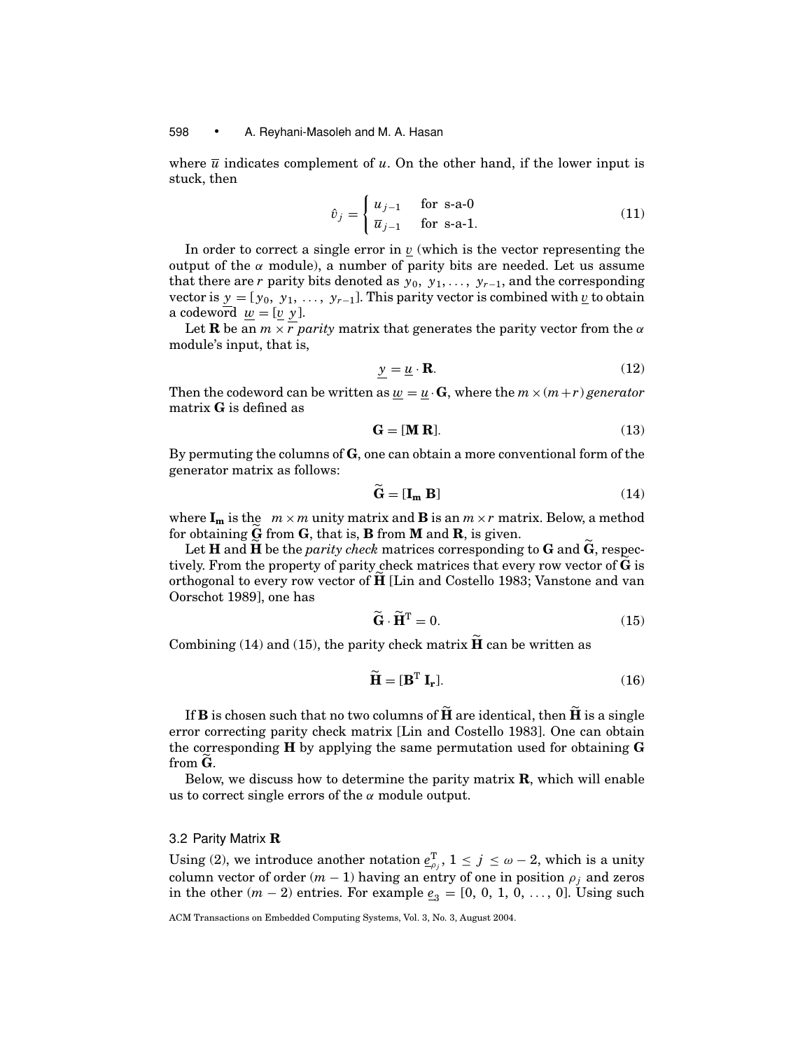where $\overline{u}$ indicates complement of $u$. On the other hand, if the lower input is stuck, then

$$\hat{v}_j = \begin{cases} u_{j-1} & \text{for s-a-0} \\ \overline{u}_{j-1} & \text{for s-a-1.} \end{cases} \tag{11}$$

In order to correct a single error in $\underline{v}$ (which is the vector representing the output of the $\alpha$ module), a number of parity bits are needed. Let us assume that there are $r$ parity bits denoted as $y_0, y_1, \ldots, y_{r-1}$, and the corresponding vector is $\underline{y} = [y_0, y_1, \ldots, y_{r-1}]$. This parity vector is combined with $\underline{v}$ to obtain a codeword $\underline{w} = [\underline{v} \; \underline{y}]$.

Let $\mathbf{R}$ be an $m \times r$ *parity* matrix that generates the parity vector from the $\alpha$ module's input, that is,

$$\underline{y} = \underline{u} \cdot \mathbf{R}. \tag{12}$$

Then the codeword can be written as $\underline{w} = \underline{u} \cdot \mathbf{G}$, where the $m \times (m+r)$ *generator* matrix $\mathbf{G}$ is defined as

$$\mathbf{G} = [\mathbf{M} \; \mathbf{R}]. \tag{13}$$

By permuting the columns of $\mathbf{G}$, one can obtain a more conventional form of the generator matrix as follows:

$$\widetilde{\mathbf{G}} = [\mathbf{I_m} \; \mathbf{B}] \tag{14}$$

where $\mathbf{I_m}$ is the $m \times m$ unity matrix and $\mathbf{B}$ is an $m \times r$ matrix. Below, a method for obtaining $\widetilde{\mathbf{G}}$ from $\mathbf{G}$, that is, $\mathbf{B}$ from $\mathbf{M}$ and $\mathbf{R}$, is given.

Let $\mathbf{H}$ and $\widetilde{\mathbf{H}}$ be the *parity check* matrices corresponding to $\mathbf{G}$ and $\widetilde{\mathbf{G}}$, respectively. From the property of parity check matrices that every row vector of $\widetilde{\mathbf{G}}$ is orthogonal to every row vector of $\widetilde{\mathbf{H}}$ [Lin and Costello 1983; Vanstone and van Oorschot 1989], one has

$$\widetilde{\mathbf{G}} \cdot \widetilde{\mathbf{H}}^{\mathrm{T}} = 0. \tag{15}$$

Combining (14) and (15), the parity check matrix $\widetilde{\mathbf{H}}$ can be written as

$$\widetilde{\mathbf{H}} = [\mathbf{B}^{\mathrm{T}} \; \mathbf{I_r}]. \tag{16}$$

If $\mathbf{B}$ is chosen such that no two columns of $\widetilde{\mathbf{H}}$ are identical, then $\widetilde{\mathbf{H}}$ is a single error correcting parity check matrix [Lin and Costello 1983]. One can obtain the corresponding $\mathbf{H}$ by applying the same permutation used for obtaining $\mathbf{G}$ from $\widetilde{\mathbf{G}}$.

Below, we discuss how to determine the parity matrix $\mathbf{R}$, which will enable us to correct single errors of the $\alpha$ module output.

### 3.2 Parity Matrix R

Using (2), we introduce another notation $\underline{e}_{\rho_j}^{\mathrm{T}}$, $1 \leq j \leq \omega - 2$, which is a unity column vector of order $(m-1)$ having an entry of one in position $\rho_j$ and zeros in the other $(m-2)$ entries. For example $\underline{e}_3 = [0, 0, 1, 0, \ldots, 0]$. Using such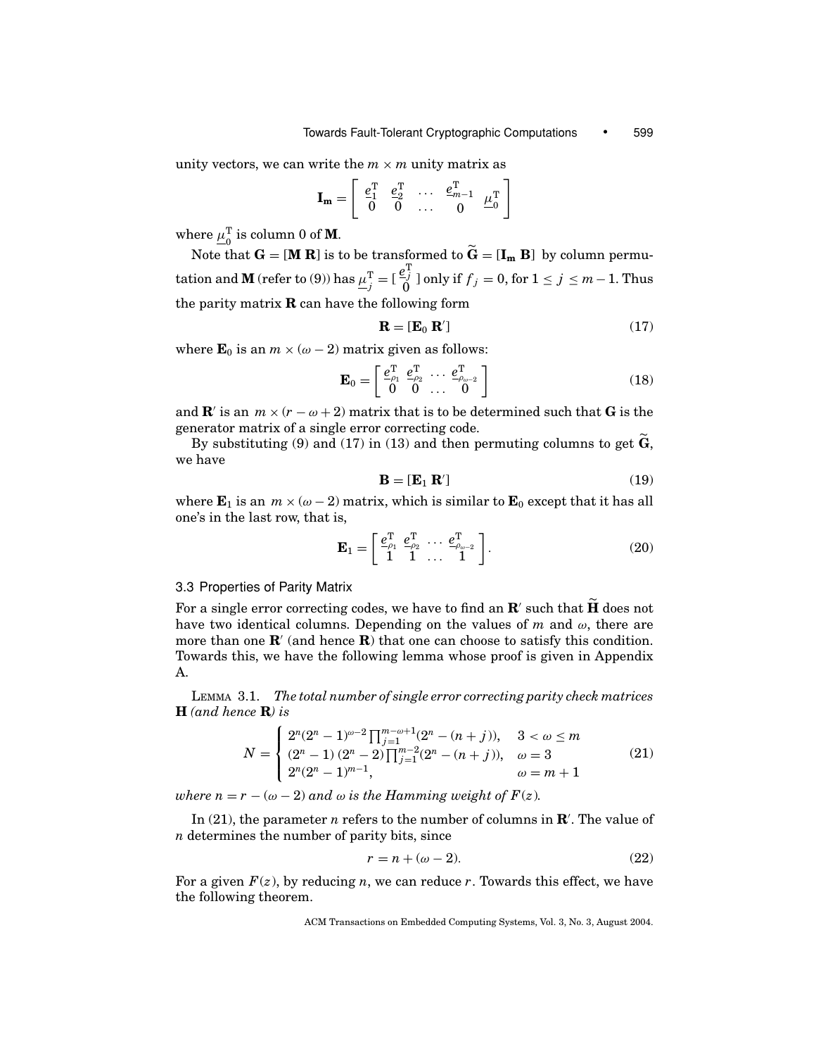unity vectors, we can write the $m \times m$ unity matrix as

$$\mathbf{I_m} = \begin{bmatrix} \underline{e}_1^{\mathrm{T}} & \underline{e}_2^{\mathrm{T}} & \dots & \underline{e}_{m-1}^{\mathrm{T}} & \underline{\mu}_0^{\mathrm{T}} \\ 0 & 0 & \dots & 0 & \end{bmatrix}$$

where $\underline{\mu}_0^{\mathrm{T}}$ is column 0 of $\mathbf{M}$.

Note that $\mathbf{G} = [\mathbf{M}\ \mathbf{R}]$ is to be transformed to $\widetilde{\mathbf{G}} = [\mathbf{I_m}\ \mathbf{B}]$ by column permutation and $\mathbf{M}$ (refer to (9)) has $\underline{\mu}_j^{\mathrm{T}} = [\begin{smallmatrix} \underline{e}_j^{\mathrm{T}} \\ 0 \end{smallmatrix}]$ only if $f_j = 0$, for $1 \leq j \leq m-1$. Thus the parity matrix $\mathbf{R}$ can have the following form

$$\mathbf{R} = [\mathbf{E}_0\ \mathbf{R}'] \tag{17}$$

where $\mathbf{E}_0$ is an $m \times (\omega - 2)$ matrix given as follows:

$$\mathbf{E}_0 = \begin{bmatrix} \underline{e}_{\rho_1}^{\mathrm{T}} & \underline{e}_{\rho_2}^{\mathrm{T}} & \dots & \underline{e}_{\rho_{\omega-2}}^{\mathrm{T}} \\ 0 & 0 & \dots & 0 \end{bmatrix} \tag{18}$$

and $\mathbf{R}'$ is an $m \times (r - \omega + 2)$ matrix that is to be determined such that $\mathbf{G}$ is the generator matrix of a single error correcting code.

By substituting (9) and (17) in (13) and then permuting columns to get $\widetilde{\mathbf{G}}$, we have

$$\mathbf{B} = [\mathbf{E}_1\ \mathbf{R}'] \tag{19}$$

where $\mathbf{E}_1$ is an $m \times (\omega - 2)$ matrix, which is similar to $\mathbf{E}_0$ except that it has all one's in the last row, that is,

$$\mathbf{E}_1 = \begin{bmatrix} \underline{e}_{\rho_1}^{\mathrm{T}} & \underline{e}_{\rho_2}^{\mathrm{T}} & \dots & \underline{e}_{\rho_{\omega-2}}^{\mathrm{T}} \\ 1 & 1 & \dots & 1 \end{bmatrix}. \tag{20}$$

### 3.3 Properties of Parity Matrix

For a single error correcting codes, we have to find an $\mathbf{R}'$ such that $\widetilde{\mathbf{H}}$ does not have two identical columns. Depending on the values of $m$ and $\omega$, there are more than one $\mathbf{R}'$ (and hence $\mathbf{R}$) that one can choose to satisfy this condition. Towards this, we have the following lemma whose proof is given in Appendix A.

LEMMA 3.1. *The total number of single error correcting parity check matrices* $\mathbf{H}$ *(and hence* $\mathbf{R}$*) is*

$$N = \begin{cases} 2^n(2^n-1)^{\omega-2}\prod_{j=1}^{m-\omega+1}(2^n-(n+j)), & 3 < \omega \leq m \\ (2^n-1)\,(2^n-2)\prod_{j=1}^{m-2}(2^n-(n+j)), & \omega = 3 \\ 2^n(2^n-1)^{m-1}, & \omega = m+1 \end{cases} \tag{21}$$

*where* $n = r - (\omega - 2)$ *and* $\omega$ *is the Hamming weight of* $F(z)$.

In (21), the parameter $n$ refers to the number of columns in $\mathbf{R}'$. The value of $n$ determines the number of parity bits, since

$$r = n + (\omega - 2). \tag{22}$$

For a given $F(z)$, by reducing $n$, we can reduce $r$. Towards this effect, we have the following theorem.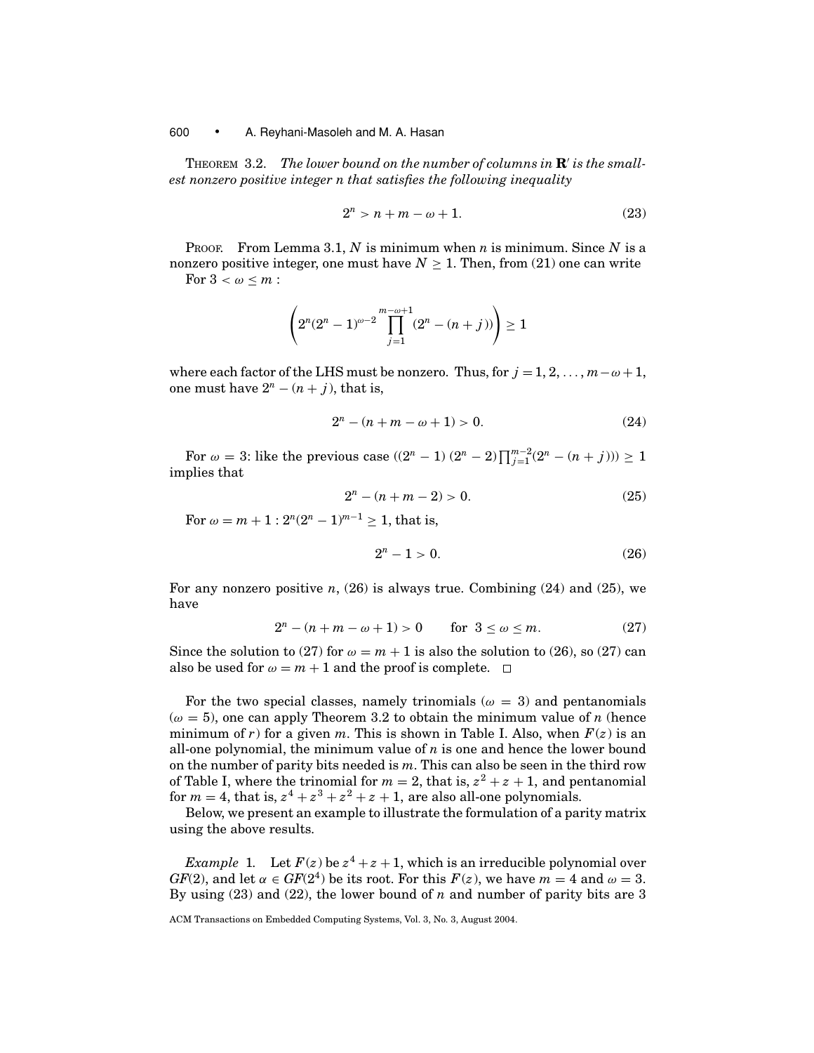THEOREM 3.2. *The lower bound on the number of columns in* $\mathbf{R}'$ *is the smallest nonzero positive integer n that satisfies the following inequality*

$$2^n > n + m - \omega + 1. \tag{23}$$

PROOF. From Lemma 3.1, $N$ is minimum when $n$ is minimum. Since $N$ is a nonzero positive integer, one must have $N \geq 1$. Then, from (21) one can write

For $3 < \omega \leq m$ :

$$\left(2^n(2^n - 1)^{\omega-2} \prod_{j=1}^{m-\omega+1} (2^n - (n + j))\right) \geq 1$$

where each factor of the LHS must be nonzero. Thus, for $j = 1, 2, \ldots, m-\omega+1$, one must have $2^n - (n + j)$, that is,

$$2^n - (n + m - \omega + 1) > 0. \tag{24}$$

For $\omega = 3$: like the previous case $((2^n - 1)\,(2^n - 2)\prod_{j=1}^{m-2}(2^n - (n + j))) \geq 1$ implies that

$$2^n - (n + m - 2) > 0. \tag{25}$$

For $\omega = m + 1 : 2^n(2^n - 1)^{m-1} \geq 1$, that is,

$$2^n - 1 > 0. \tag{26}$$

For any nonzero positive $n$, (26) is always true. Combining (24) and (25), we have

$$2^n - (n + m - \omega + 1) > 0 \qquad \text{for } 3 \leq \omega \leq m. \tag{27}$$

Since the solution to (27) for $\omega = m + 1$ is also the solution to (26), so (27) can also be used for $\omega = m + 1$ and the proof is complete. □

For the two special classes, namely trinomials ($\omega = 3$) and pentanomials ($\omega = 5$), one can apply Theorem 3.2 to obtain the minimum value of $n$ (hence minimum of $r$) for a given $m$. This is shown in Table I. Also, when $F(z)$ is an all-one polynomial, the minimum value of $n$ is one and hence the lower bound on the number of parity bits needed is $m$. This can also be seen in the third row of Table I, where the trinomial for $m = 2$, that is, $z^2 + z + 1$, and pentanomial for $m = 4$, that is, $z^4 + z^3 + z^2 + z + 1$, are also all-one polynomials.

Below, we present an example to illustrate the formulation of a parity matrix using the above results.

*Example* 1. Let $F(z)$ be $z^4 + z + 1$, which is an irreducible polynomial over $GF(2)$, and let $\alpha \in GF(2^4)$ be its root. For this $F(z)$, we have $m = 4$ and $\omega = 3$. By using (23) and (22), the lower bound of $n$ and number of parity bits are 3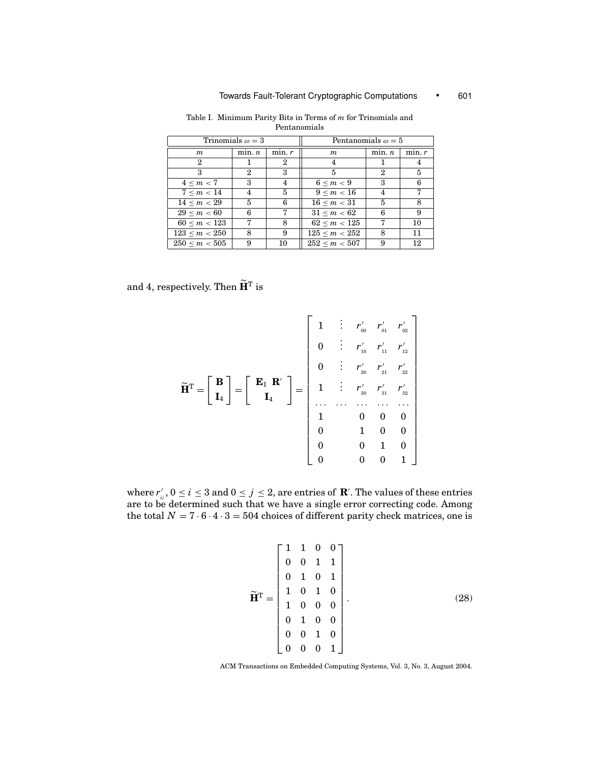Table I. Minimum Parity Bits in Terms of $m$ for Trinomials and Pentanomials

| Trinomials $\omega = 3$ | | | Pentanomials $\omega = 5$ | | |
|---|---|---|---|---|---|
| $m$ | min. $n$ | min. $r$ | $m$ | min. $n$ | min. $r$ |
| 2 | 1 | 2 | 4 | 1 | 4 |
| 3 | 2 | 3 | 5 | 2 | 5 |
| $4 \le m < 7$ | 3 | 4 | $6 \le m < 9$ | 3 | 6 |
| $7 \le m < 14$ | 4 | 5 | $9 \le m < 16$ | 4 | 7 |
| $14 \le m < 29$ | 5 | 6 | $16 \le m < 31$ | 5 | 8 |
| $29 \le m < 60$ | 6 | 7 | $31 \le m < 62$ | 6 | 9 |
| $60 \le m < 123$ | 7 | 8 | $62 \le m < 125$ | 7 | 10 |
| $123 \le m < 250$ | 8 | 9 | $125 \le m < 252$ | 8 | 11 |
| $250 \le m < 505$ | 9 | 10 | $252 \le m < 507$ | 9 | 12 |

and 4, respectively. Then $\widetilde{\mathbf{H}}^{\mathrm{T}}$ is

$$
\widetilde{\mathbf{H}}^{\mathrm{T}} = \begin{bmatrix} \mathbf{B} \\ \mathbf{I}_4 \end{bmatrix} = \begin{bmatrix} \mathbf{E}_1 \ \mathbf{R}' \\ \mathbf{I}_4 \end{bmatrix} = \begin{bmatrix} 1 & \vdots & r'_{00} & r'_{01} & r'_{02} \\ 0 & \vdots & r'_{10} & r'_{11} & r'_{12} \\ 0 & \vdots & r'_{20} & r'_{21} & r'_{22} \\ 1 & \vdots & r'_{30} & r'_{31} & r'_{32} \\ \cdots & \cdots & \cdots & \cdots & \cdots \\ 1 & & 0 & 0 & 0 \\ 0 & & 1 & 0 & 0 \\ 0 & & 0 & 1 & 0 \\ 0 & & 0 & 0 & 1 \end{bmatrix}
$$

where $r'_{ij}$, $0 \le i \le 3$ and $0 \le j \le 2$, are entries of $\mathbf{R}'$. The values of these entries are to be determined such that we have a single error correcting code. Among the total $N = 7 \cdot 6 \cdot 4 \cdot 3 = 504$ choices of different parity check matrices, one is

$$
\widetilde{\mathbf{H}}^{\mathrm{T}} = \begin{bmatrix} 1 & 1 & 0 & 0 \\ 0 & 0 & 1 & 1 \\ 0 & 1 & 0 & 1 \\ 1 & 0 & 1 & 0 \\ 1 & 0 & 0 & 0 \\ 0 & 1 & 0 & 0 \\ 0 & 0 & 1 & 0 \\ 0 & 0 & 0 & 1 \end{bmatrix}. \tag{28}
$$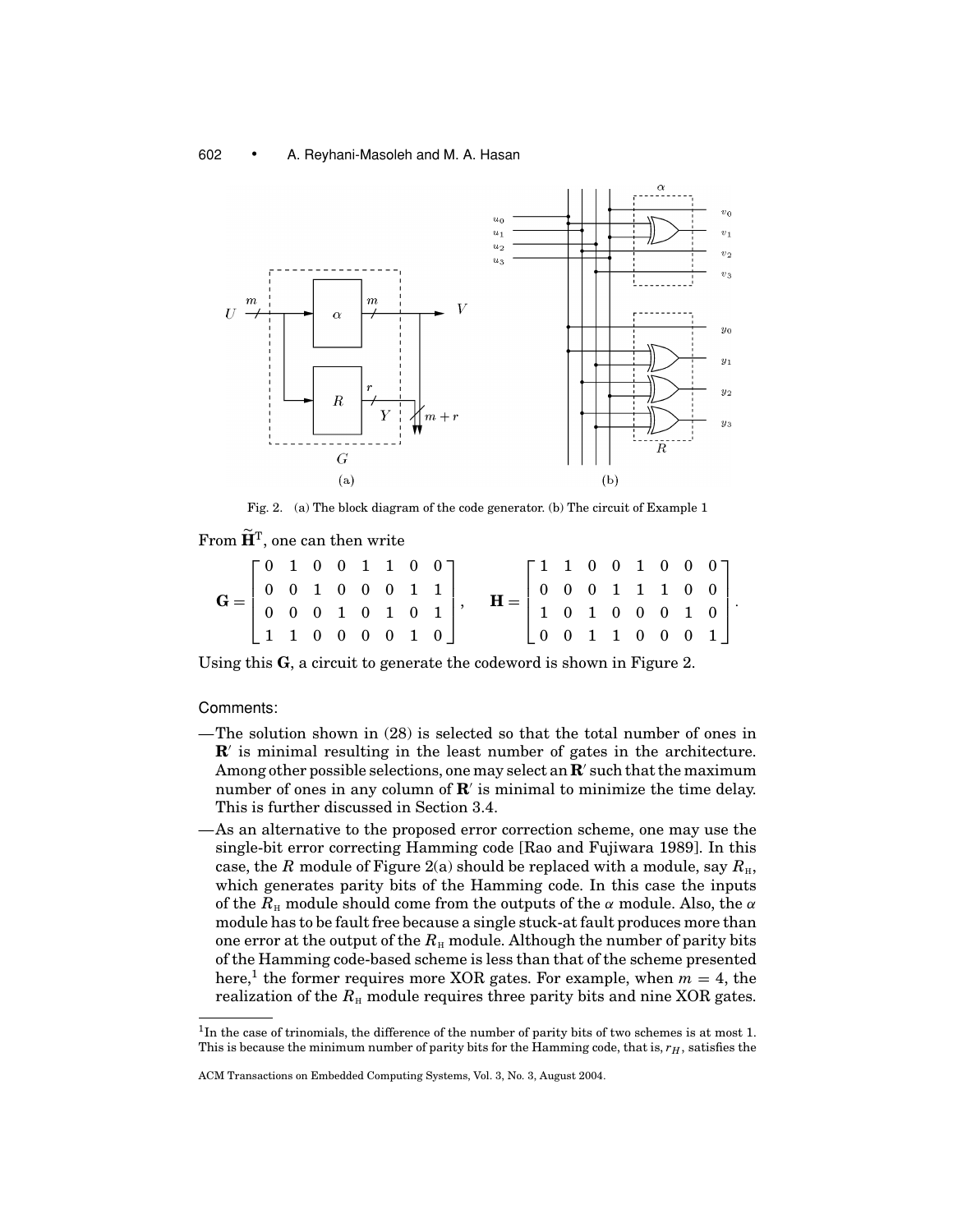Fig. 2. (a) The block diagram of the code generator. (b) The circuit of Example 1

From $\widetilde{\mathbf{H}}^{\mathrm{T}}$, one can then write

$$
\mathbf{G} = \begin{bmatrix} 0 & 1 & 0 & 0 & 1 & 1 & 0 & 0 \\ 0 & 0 & 1 & 0 & 0 & 0 & 1 & 1 \\ 0 & 0 & 0 & 1 & 0 & 1 & 0 & 1 \\ 1 & 1 & 0 & 0 & 0 & 0 & 1 & 0 \end{bmatrix}, \quad \mathbf{H} = \begin{bmatrix} 1 & 1 & 0 & 0 & 1 & 0 & 0 & 0 \\ 0 & 0 & 0 & 1 & 1 & 1 & 0 & 0 \\ 1 & 0 & 1 & 0 & 0 & 0 & 1 & 0 \\ 0 & 0 & 1 & 1 & 0 & 0 & 0 & 1 \end{bmatrix}.
$$

Using this $\mathbf{G}$, a circuit to generate the codeword is shown in Figure 2.

Comments:

—The solution shown in (28) is selected so that the total number of ones in $\mathbf{R}'$ is minimal resulting in the least number of gates in the architecture. Among other possible selections, one may select an $\mathbf{R}'$ such that the maximum number of ones in any column of $\mathbf{R}'$ is minimal to minimize the time delay. This is further discussed in Section 3.4.

—As an alternative to the proposed error correction scheme, one may use the single-bit error correcting Hamming code [Rao and Fujiwara 1989]. In this case, the $R$ module of Figure 2(a) should be replaced with a module, say $R_{\mathrm{H}}$, which generates parity bits of the Hamming code. In this case the inputs of the $R_{\mathrm{H}}$ module should come from the outputs of the $\alpha$ module. Also, the $\alpha$ module has to be fault free because a single stuck-at fault produces more than one error at the output of the $R_{\mathrm{H}}$ module. Although the number of parity bits of the Hamming code-based scheme is less than that of the scheme presented here,[1] the former requires more XOR gates. For example, when $m = 4$, the realization of the $R_{\mathrm{H}}$ module requires three parity bits and nine XOR gates.

[1] In the case of trinomials, the difference of the number of parity bits of two schemes is at most 1. This is because the minimum number of parity bits for the Hamming code, that is, $r_H$, satisfies the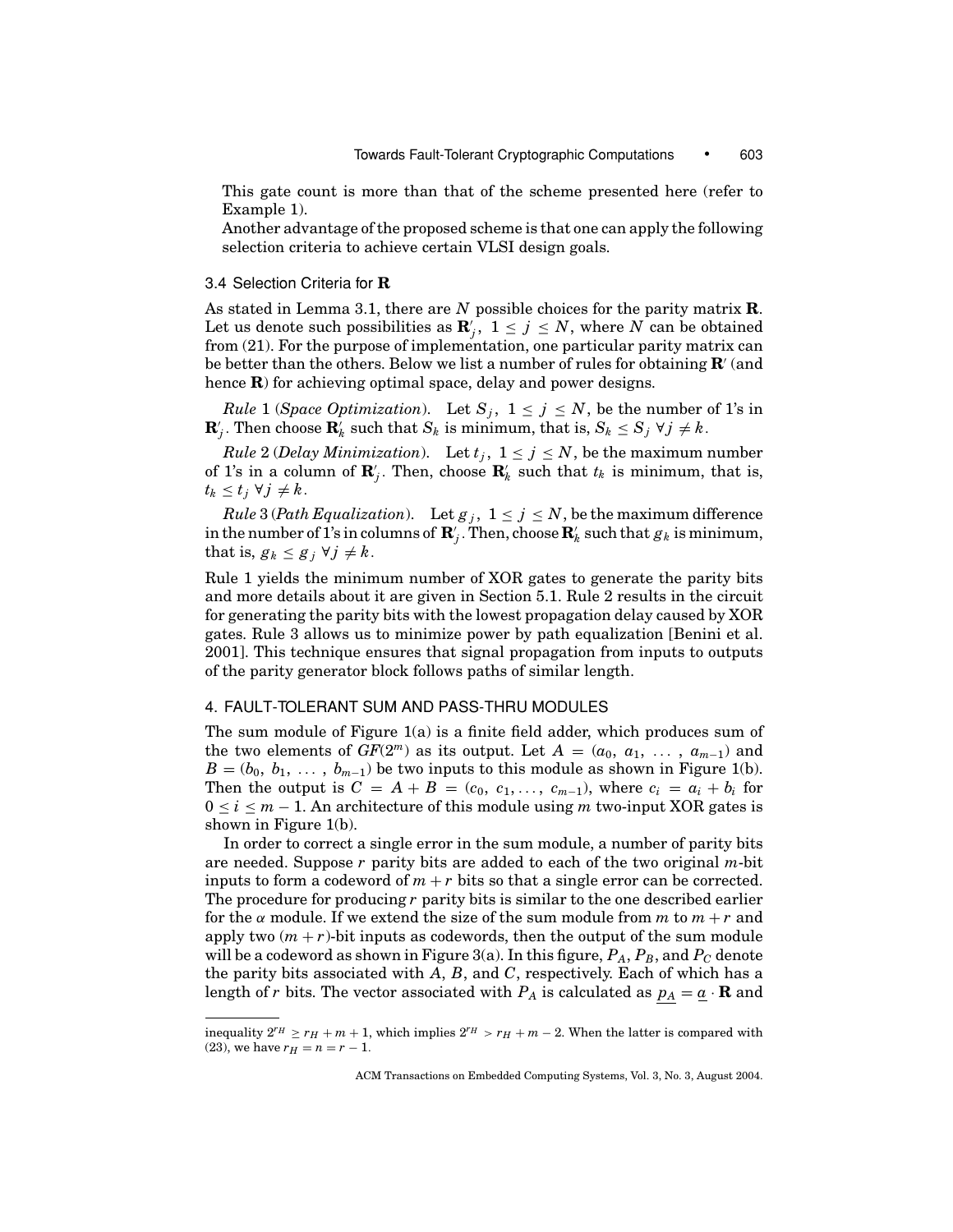This gate count is more than that of the scheme presented here (refer to Example 1).

Another advantage of the proposed scheme is that one can apply the following selection criteria to achieve certain VLSI design goals.

### 3.4 Selection Criteria for $\mathbf{R}$

As stated in Lemma 3.1, there are $N$ possible choices for the parity matrix $\mathbf{R}$. Let us denote such possibilities as $\mathbf{R}'_j$, $1 \leq j \leq N$, where $N$ can be obtained from (21). For the purpose of implementation, one particular parity matrix can be better than the others. Below we list a number of rules for obtaining $\mathbf{R}'$ (and hence $\mathbf{R}$) for achieving optimal space, delay and power designs.

*Rule* 1 (*Space Optimization*). Let $S_j$, $1 \leq j \leq N$, be the number of 1's in $\mathbf{R}'_j$. Then choose $\mathbf{R}'_k$ such that $S_k$ is minimum, that is, $S_k \leq S_j \; \forall j \neq k$.

*Rule* 2 (*Delay Minimization*). Let $t_j$, $1 \leq j \leq N$, be the maximum number of 1's in a column of $\mathbf{R}'_j$. Then, choose $\mathbf{R}'_k$ such that $t_k$ is minimum, that is, $t_k \leq t_j \; \forall j \neq k$.

*Rule* 3 (*Path Equalization*). Let $g_j$, $1 \leq j \leq N$, be the maximum difference in the number of 1's in columns of $\mathbf{R}'_j$. Then, choose $\mathbf{R}'_k$ such that $g_k$ is minimum, that is, $g_k \leq g_j \; \forall j \neq k$.

Rule 1 yields the minimum number of XOR gates to generate the parity bits and more details about it are given in Section 5.1. Rule 2 results in the circuit for generating the parity bits with the lowest propagation delay caused by XOR gates. Rule 3 allows us to minimize power by path equalization [Benini et al. 2001]. This technique ensures that signal propagation from inputs to outputs of the parity generator block follows paths of similar length.

## 4. FAULT-TOLERANT SUM AND PASS-THRU MODULES

The sum module of Figure 1(a) is a finite field adder, which produces sum of the two elements of $GF(2^m)$ as its output. Let $A = (a_0, a_1, \ldots, a_{m-1})$ and $B = (b_0, b_1, \ldots, b_{m-1})$ be two inputs to this module as shown in Figure 1(b). Then the output is $C = A + B = (c_0, c_1, \ldots, c_{m-1})$, where $c_i = a_i + b_i$ for $0 \leq i \leq m-1$. An architecture of this module using $m$ two-input XOR gates is shown in Figure 1(b).

In order to correct a single error in the sum module, a number of parity bits are needed. Suppose $r$ parity bits are added to each of the two original $m$-bit inputs to form a codeword of $m + r$ bits so that a single error can be corrected. The procedure for producing $r$ parity bits is similar to the one described earlier for the $\alpha$ module. If we extend the size of the sum module from $m$ to $m + r$ and apply two $(m + r)$-bit inputs as codewords, then the output of the sum module will be a codeword as shown in Figure 3(a). In this figure, $P_A$, $P_B$, and $P_C$ denote the parity bits associated with $A$, $B$, and $C$, respectively. Each of which has a length of $r$ bits. The vector associated with $P_A$ is calculated as $\underline{p_A} = \underline{a} \cdot \mathbf{R}$ and

---

inequality $2^{r_H} \geq r_H + m + 1$, which implies $2^{r_H} > r_H + m - 2$. When the latter is compared with (23), we have $r_H = n = r - 1$.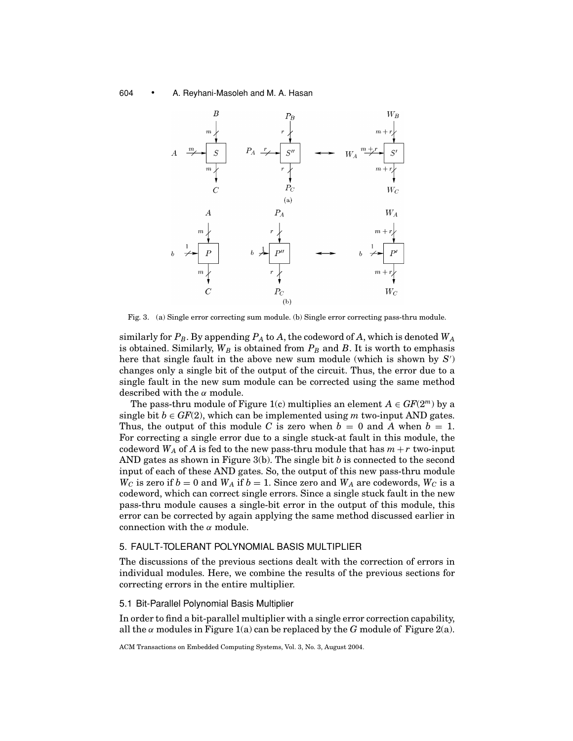Fig. 3. (a) Single error correcting sum module. (b) Single error correcting pass-thru module.

similarly for $P_B$. By appending $P_A$ to $A$, the codeword of $A$, which is denoted $W_A$ is obtained. Similarly, $W_B$ is obtained from $P_B$ and $B$. It is worth to emphasis here that single fault in the above new sum module (which is shown by $S'$) changes only a single bit of the output of the circuit. Thus, the error due to a single fault in the new sum module can be corrected using the same method described with the $\alpha$ module.

The pass-thru module of Figure 1(c) multiplies an element $A \in GF(2^m)$ by a single bit $b \in GF(2)$, which can be implemented using $m$ two-input AND gates. Thus, the output of this module $C$ is zero when $b = 0$ and $A$ when $b = 1$. For correcting a single error due to a single stuck-at fault in this module, the codeword $W_A$ of $A$ is fed to the new pass-thru module that has $m + r$ two-input AND gates as shown in Figure 3(b). The single bit $b$ is connected to the second input of each of these AND gates. So, the output of this new pass-thru module $W_C$ is zero if $b = 0$ and $W_A$ if $b = 1$. Since zero and $W_A$ are codewords, $W_C$ is a codeword, which can correct single errors. Since a single stuck fault in the new pass-thru module causes a single-bit error in the output of this module, this error can be corrected by again applying the same method discussed earlier in connection with the $\alpha$ module.

## 5. FAULT-TOLERANT POLYNOMIAL BASIS MULTIPLIER

The discussions of the previous sections dealt with the correction of errors in individual modules. Here, we combine the results of the previous sections for correcting errors in the entire multiplier.

### 5.1 Bit-Parallel Polynomial Basis Multiplier

In order to find a bit-parallel multiplier with a single error correction capability, all the $\alpha$ modules in Figure 1(a) can be replaced by the $G$ module of Figure 2(a).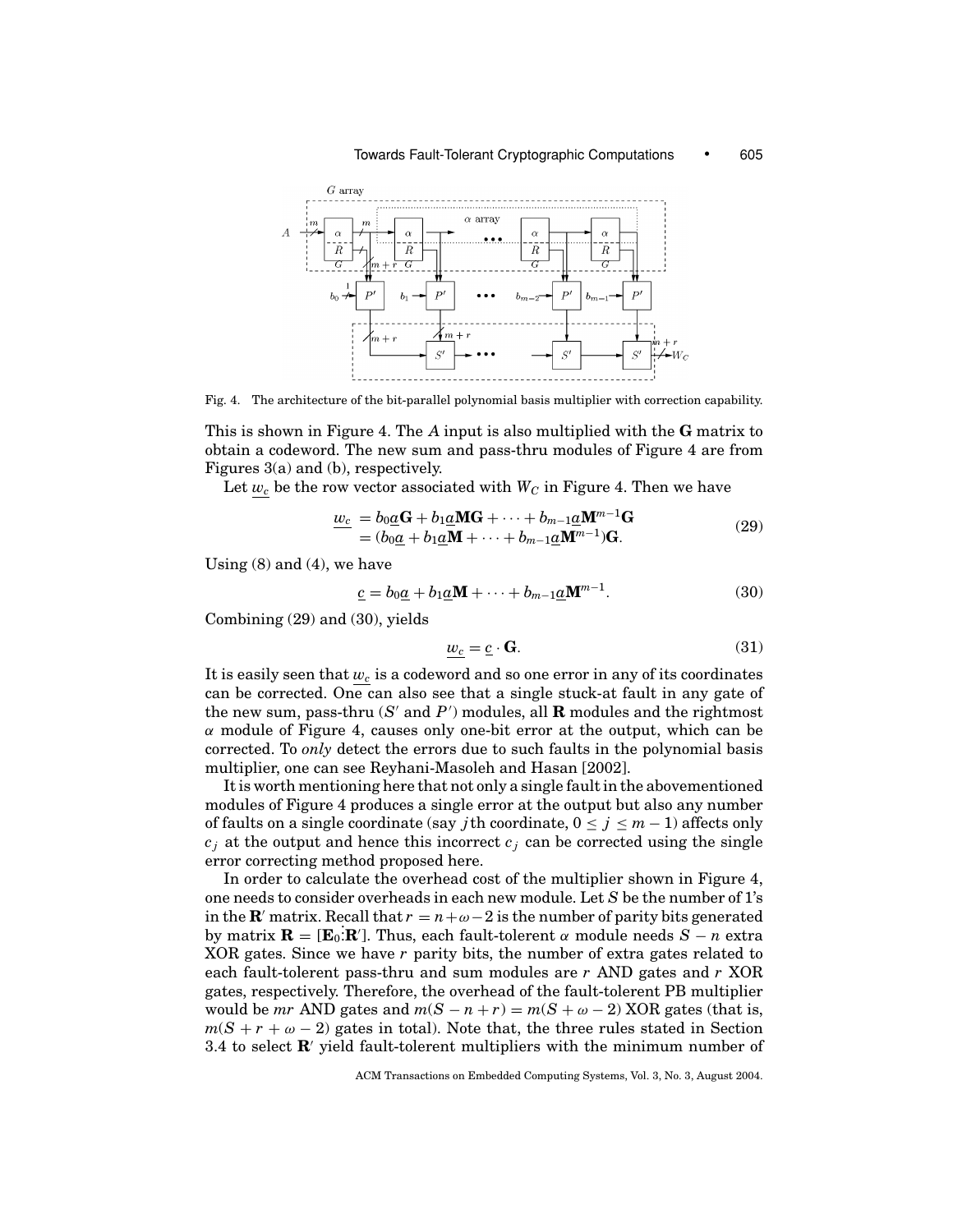Fig. 4. The architecture of the bit-parallel polynomial basis multiplier with correction capability.

This is shown in Figure 4. The $A$ input is also multiplied with the $\mathbf{G}$ matrix to obtain a codeword. The new sum and pass-thru modules of Figure 4 are from Figures 3(a) and (b), respectively.

Let $\underline{w_c}$ be the row vector associated with $W_C$ in Figure 4. Then we have

$$\begin{aligned} \underline{w_c} &= b_0\underline{a}\mathbf{G} + b_1\underline{a}\mathbf{M}\mathbf{G} + \cdots + b_{m-1}\underline{a}\mathbf{M}^{m-1}\mathbf{G} \\ &= (b_0\underline{a} + b_1\underline{a}\mathbf{M} + \cdots + b_{m-1}\underline{a}\mathbf{M}^{m-1})\mathbf{G}. \end{aligned} \tag{29}$$

Using (8) and (4), we have

$$\underline{c} = b_0\underline{a} + b_1\underline{a}\mathbf{M} + \cdots + b_{m-1}\underline{a}\mathbf{M}^{m-1}. \tag{30}$$

Combining (29) and (30), yields

$$\underline{w_c} = \underline{c} \cdot \mathbf{G}. \tag{31}$$

It is easily seen that $\underline{w_c}$ is a codeword and so one error in any of its coordinates can be corrected. One can also see that a single stuck-at fault in any gate of the new sum, pass-thru ($S'$ and $P'$) modules, all $\mathbf{R}$ modules and the rightmost $\alpha$ module of Figure 4, causes only one-bit error at the output, which can be corrected. To *only* detect the errors due to such faults in the polynomial basis multiplier, one can see Reyhani-Masoleh and Hasan [2002].

It is worth mentioning here that not only a single fault in the abovementioned modules of Figure 4 produces a single error at the output but also any number of faults on a single coordinate (say $j$th coordinate, $0 \leq j \leq m-1$) affects only $c_j$ at the output and hence this incorrect $c_j$ can be corrected using the single error correcting method proposed here.

In order to calculate the overhead cost of the multiplier shown in Figure 4, one needs to consider overheads in each new module. Let $S$ be the number of 1's in the $\mathbf{R}'$ matrix. Recall that $r = n+\omega-2$ is the number of parity bits generated by matrix $\mathbf{R} = [\mathbf{E}_0 \vdots \mathbf{R}']$. Thus, each fault-tolerent $\alpha$ module needs $S - n$ extra XOR gates. Since we have $r$ parity bits, the number of extra gates related to each fault-tolerent pass-thru and sum modules are $r$ AND gates and $r$ XOR gates, respectively. Therefore, the overhead of the fault-tolerent PB multiplier would be $mr$ AND gates and $m(S - n + r) = m(S + \omega - 2)$ XOR gates (that is, $m(S + r + \omega - 2)$ gates in total). Note that, the three rules stated in Section 3.4 to select $\mathbf{R}'$ yield fault-tolerent multipliers with the minimum number of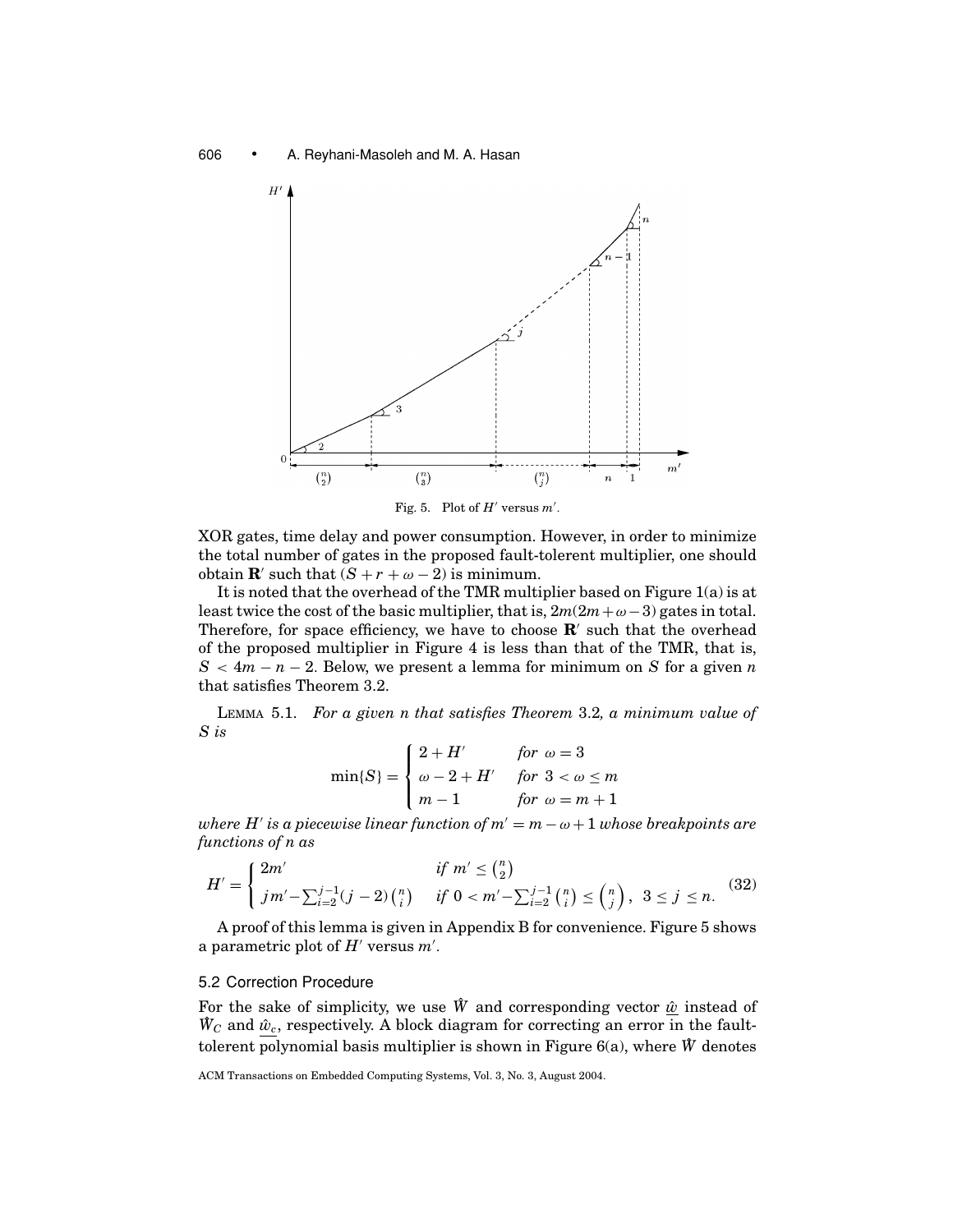Fig. 5. Plot of $H'$ versus $m'$.

XOR gates, time delay and power consumption. However, in order to minimize the total number of gates in the proposed fault-tolerent multiplier, one should obtain $\mathbf{R}'$ such that $(S + r + \omega - 2)$ is minimum.

It is noted that the overhead of the TMR multiplier based on Figure 1(a) is at least twice the cost of the basic multiplier, that is, $2m(2m+\omega-3)$ gates in total. Therefore, for space efficiency, we have to choose $\mathbf{R}'$ such that the overhead of the proposed multiplier in Figure 4 is less than that of the TMR, that is, $S < 4m - n - 2$. Below, we present a lemma for minimum on $S$ for a given $n$ that satisfies Theorem 3.2.

LEMMA 5.1. *For a given $n$ that satisfies Theorem 3.2, a minimum value of $S$ is*

$$\min\{S\} = \begin{cases} 2 + H' & \text{for } \omega = 3 \\ \omega - 2 + H' & \text{for } 3 < \omega \leq m \\ m - 1 & \text{for } \omega = m + 1 \end{cases}$$

*where $H'$ is a piecewise linear function of $m' = m - \omega + 1$ whose breakpoints are functions of $n$ as*

$$H' = \begin{cases} 2m' & \text{if } m' \leq \binom{n}{2} \\ jm' - \sum_{i=2}^{j-1}(j-2)\binom{n}{i} & \text{if } 0 < m' - \sum_{i=2}^{j-1}\binom{n}{i} \leq \binom{n}{j}, \quad 3 \leq j \leq n. \end{cases} \tag{32}$$

A proof of this lemma is given in Appendix B for convenience. Figure 5 shows a parametric plot of $H'$ versus $m'$.

### 5.2 Correction Procedure

For the sake of simplicity, we use $\hat{W}$ and corresponding vector $\underline{\hat{w}}$ instead of $\hat{W}_C$ and $\underline{\hat{w}_c}$, respectively. A block diagram for correcting an error in the fault-tolerent polynomial basis multiplier is shown in Figure 6(a), where $\hat{W}$ denotes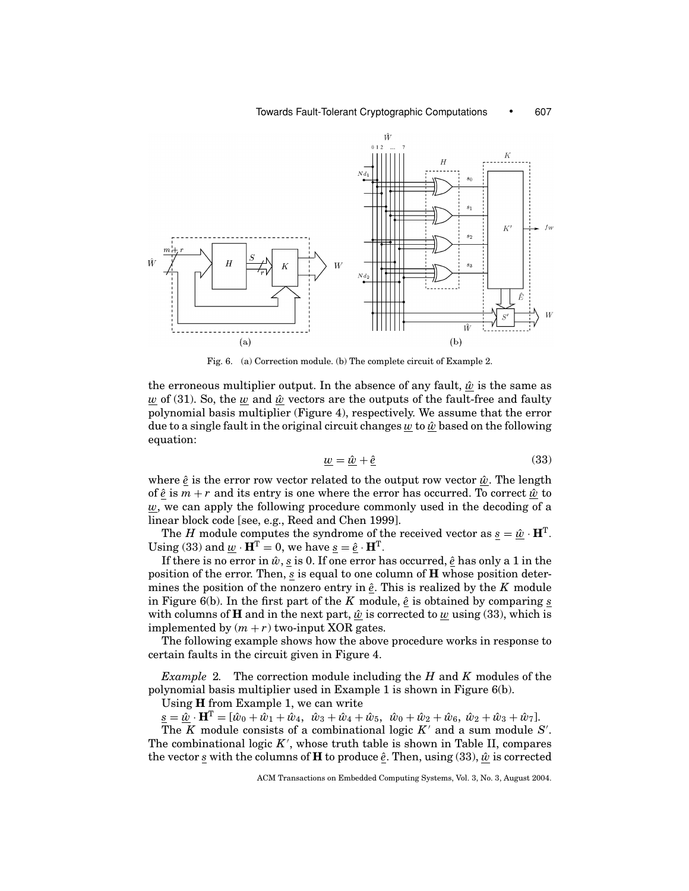Fig. 6. (a) Correction module. (b) The complete circuit of Example 2.

the erroneous multiplier output. In the absence of any fault, $\underline{\hat{w}}$ is the same as $\underline{w}$ of (31). So, the $\underline{w}$ and $\underline{\hat{w}}$ vectors are the outputs of the fault-free and faulty polynomial basis multiplier (Figure 4), respectively. We assume that the error due to a single fault in the original circuit changes $\underline{w}$ to $\underline{\hat{w}}$ based on the following equation:

$$\underline{w} = \underline{\hat{w}} + \underline{\hat{e}} \tag{33}$$

where $\underline{\hat{e}}$ is the error row vector related to the output row vector $\underline{\hat{w}}$. The length of $\underline{\hat{e}}$ is $m + r$ and its entry is one where the error has occurred. To correct $\underline{\hat{w}}$ to $\underline{w}$, we can apply the following procedure commonly used in the decoding of a linear block code [see, e.g., Reed and Chen 1999].

The $H$ module computes the syndrome of the received vector as $\underline{s} = \underline{\hat{w}} \cdot \mathbf{H}^{\mathrm{T}}$. Using (33) and $\underline{w} \cdot \mathbf{H}^{\mathrm{T}} = 0$, we have $\underline{s} = \underline{\hat{e}} \cdot \mathbf{H}^{\mathrm{T}}$.

If there is no error in $\hat{w}$, $\underline{s}$ is 0. If one error has occurred, $\underline{\hat{e}}$ has only a 1 in the position of the error. Then, $\underline{s}$ is equal to one column of $\mathbf{H}$ whose position determines the position of the nonzero entry in $\underline{\hat{e}}$. This is realized by the $K$ module in Figure 6(b). In the first part of the $K$ module, $\underline{\hat{e}}$ is obtained by comparing $\underline{s}$ with columns of $\mathbf{H}$ and in the next part, $\underline{\hat{w}}$ is corrected to $\underline{w}$ using (33), which is implemented by $(m + r)$ two-input XOR gates.

The following example shows how the above procedure works in response to certain faults in the circuit given in Figure 4.

*Example* 2. The correction module including the $H$ and $K$ modules of the polynomial basis multiplier used in Example 1 is shown in Figure 6(b).

Using $\mathbf{H}$ from Example 1, we can write

$\underline{s} = \underline{\hat{w}} \cdot \mathbf{H}^{\mathrm{T}} = [\hat{w}_0 + \hat{w}_1 + \hat{w}_4,\ \ \hat{w}_3 + \hat{w}_4 + \hat{w}_5,\ \ \hat{w}_0 + \hat{w}_2 + \hat{w}_6,\ \ \hat{w}_2 + \hat{w}_3 + \hat{w}_7]$.

The $K$ module consists of a combinational logic $K'$ and a sum module $S'$. The combinational logic $K'$, whose truth table is shown in Table II, compares the vector $\underline{s}$ with the columns of $\mathbf{H}$ to produce $\underline{\hat{e}}$. Then, using (33), $\underline{\hat{w}}$ is corrected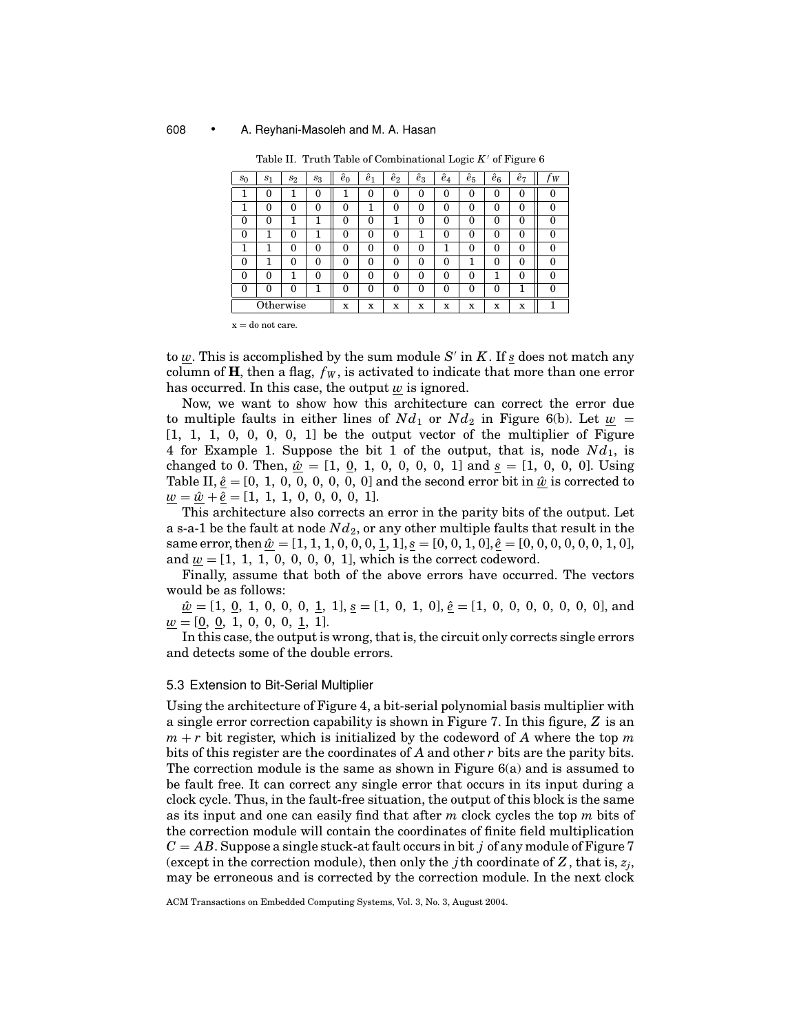Table II. Truth Table of Combinational Logic $K'$ of Figure 6

| $s_0$ | $s_1$ | $s_2$ | $s_3$ | $\hat{e}_0$ | $\hat{e}_1$ | $\hat{e}_2$ | $\hat{e}_3$ | $\hat{e}_4$ | $\hat{e}_5$ | $\hat{e}_6$ | $\hat{e}_7$ | $f_W$ |
|---|---|---|---|---|---|---|---|---|---|---|---|---|
| 1 | 0 | 1 | 0 | 1 | 0 | 0 | 0 | 0 | 0 | 0 | 0 | 0 |
| 1 | 0 | 0 | 0 | 0 | 1 | 0 | 0 | 0 | 0 | 0 | 0 | 0 |
| 0 | 0 | 1 | 1 | 0 | 0 | 1 | 0 | 0 | 0 | 0 | 0 | 0 |
| 0 | 1 | 0 | 1 | 0 | 0 | 0 | 1 | 0 | 0 | 0 | 0 | 0 |
| 1 | 1 | 0 | 0 | 0 | 0 | 0 | 0 | 1 | 0 | 0 | 0 | 0 |
| 0 | 1 | 0 | 0 | 0 | 0 | 0 | 0 | 0 | 1 | 0 | 0 | 0 |
| 0 | 0 | 1 | 0 | 0 | 0 | 0 | 0 | 0 | 0 | 1 | 0 | 0 |
| 0 | 0 | 0 | 1 | 0 | 0 | 0 | 0 | 0 | 0 | 0 | 1 | 0 |
| Otherwise | | | | x | x | x | x | x | x | x | x | 1 |

x = do not care.

to $\underline{w}$. This is accomplished by the sum module $S'$ in $K$. If $\underline{s}$ does not match any column of $\mathbf{H}$, then a flag, $f_W$, is activated to indicate that more than one error has occurred. In this case, the output $\underline{w}$ is ignored.

Now, we want to show how this architecture can correct the error due to multiple faults in either lines of $Nd_1$ or $Nd_2$ in Figure 6(b). Let $\underline{w} = [1, 1, 1, 0, 0, 0, 0, 1]$ be the output vector of the multiplier of Figure 4 for Example 1. Suppose the bit 1 of the output, that is, node $Nd_1$, is changed to 0. Then, $\underline{\hat{w}} = [1, \underline{0}, 1, 0, 0, 0, 0, 1]$ and $\underline{s} = [1, 0, 0, 0]$. Using Table II, $\underline{\hat{e}} = [0, 1, 0, 0, 0, 0, 0, 0]$ and the second error bit in $\underline{\hat{w}}$ is corrected to $\underline{w} = \underline{\hat{w}} + \underline{\hat{e}} = [1, 1, 1, 0, 0, 0, 0, 1]$.

This architecture also corrects an error in the parity bits of the output. Let a s-a-1 be the fault at node $Nd_2$, or any other multiple faults that result in the same error, then $\underline{\hat{w}} = [1, 1, 1, 0, 0, 0, \underline{1}, 1]$, $\underline{s} = [0, 0, 1, 0]$, $\underline{\hat{e}} = [0, 0, 0, 0, 0, 0, 1, 0]$, and $\underline{w} = [1, 1, 1, 0, 0, 0, 0, 1]$, which is the correct codeword.

Finally, assume that both of the above errors have occurred. The vectors would be as follows:

$\underline{\hat{w}} = [1, \underline{0}, 1, 0, 0, 0, \underline{1}, 1]$, $\underline{s} = [1, 0, 1, 0]$, $\underline{\hat{e}} = [1, 0, 0, 0, 0, 0, 0, 0]$, and $\underline{w} = [\underline{0}, \underline{0}, 1, 0, 0, 0, \underline{1}, 1]$.

In this case, the output is wrong, that is, the circuit only corrects single errors and detects some of the double errors.

### 5.3 Extension to Bit-Serial Multiplier

Using the architecture of Figure 4, a bit-serial polynomial basis multiplier with a single error correction capability is shown in Figure 7. In this figure, $Z$ is an $m + r$ bit register, which is initialized by the codeword of $A$ where the top $m$ bits of this register are the coordinates of $A$ and other $r$ bits are the parity bits. The correction module is the same as shown in Figure 6(a) and is assumed to be fault free. It can correct any single error that occurs in its input during a clock cycle. Thus, in the fault-free situation, the output of this block is the same as its input and one can easily find that after $m$ clock cycles the top $m$ bits of the correction module will contain the coordinates of finite field multiplication $C = AB$. Suppose a single stuck-at fault occurs in bit $j$ of any module of Figure 7 (except in the correction module), then only the $j$th coordinate of $Z$, that is, $z_j$, may be erroneous and is corrected by the correction module. In the next clock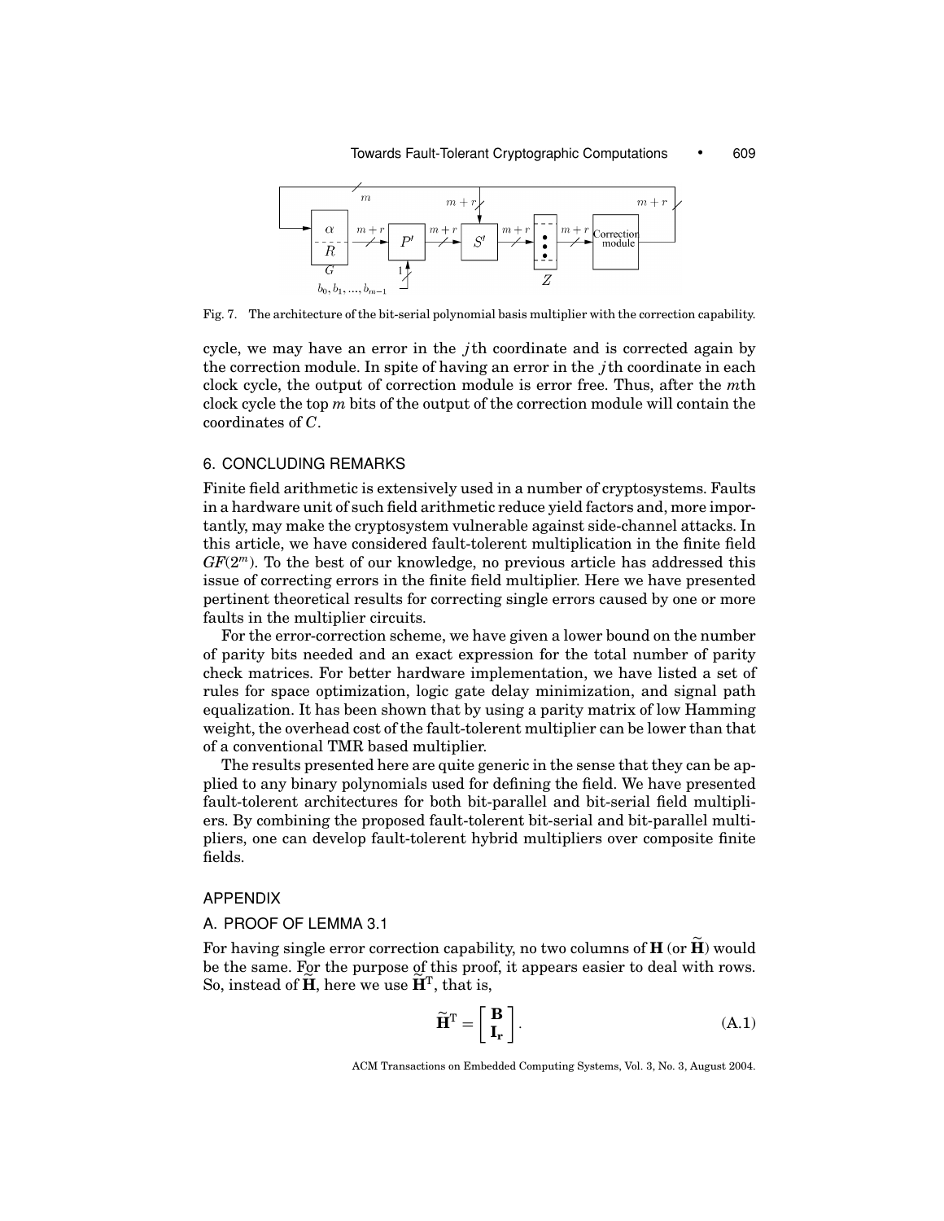Fig. 7. The architecture of the bit-serial polynomial basis multiplier with the correction capability.

cycle, we may have an error in the $j$th coordinate and is corrected again by the correction module. In spite of having an error in the $j$th coordinate in each clock cycle, the output of correction module is error free. Thus, after the $m$th clock cycle the top $m$ bits of the output of the correction module will contain the coordinates of $C$.

## 6. CONCLUDING REMARKS

Finite field arithmetic is extensively used in a number of cryptosystems. Faults in a hardware unit of such field arithmetic reduce yield factors and, more importantly, may make the cryptosystem vulnerable against side-channel attacks. In this article, we have considered fault-tolerent multiplication in the finite field $GF(2^m)$. To the best of our knowledge, no previous article has addressed this issue of correcting errors in the finite field multiplier. Here we have presented pertinent theoretical results for correcting single errors caused by one or more faults in the multiplier circuits.

For the error-correction scheme, we have given a lower bound on the number of parity bits needed and an exact expression for the total number of parity check matrices. For better hardware implementation, we have listed a set of rules for space optimization, logic gate delay minimization, and signal path equalization. It has been shown that by using a parity matrix of low Hamming weight, the overhead cost of the fault-tolerent multiplier can be lower than that of a conventional TMR based multiplier.

The results presented here are quite generic in the sense that they can be applied to any binary polynomials used for defining the field. We have presented fault-tolerent architectures for both bit-parallel and bit-serial field multipliers. By combining the proposed fault-tolerent bit-serial and bit-parallel multipliers, one can develop fault-tolerent hybrid multipliers over composite finite fields.

## APPENDIX

### A. PROOF OF LEMMA 3.1

For having single error correction capability, no two columns of $\mathbf{H}$ (or $\widetilde{\mathbf{H}}$) would be the same. For the purpose of this proof, it appears easier to deal with rows. So, instead of $\widetilde{\mathbf{H}}$, here we use $\widetilde{\mathbf{H}}^{\mathrm{T}}$, that is,

$$\widetilde{\mathbf{H}}^{\mathrm{T}} = \begin{bmatrix} \mathbf{B} \\ \mathbf{I_r} \end{bmatrix}. \tag{A.1}$$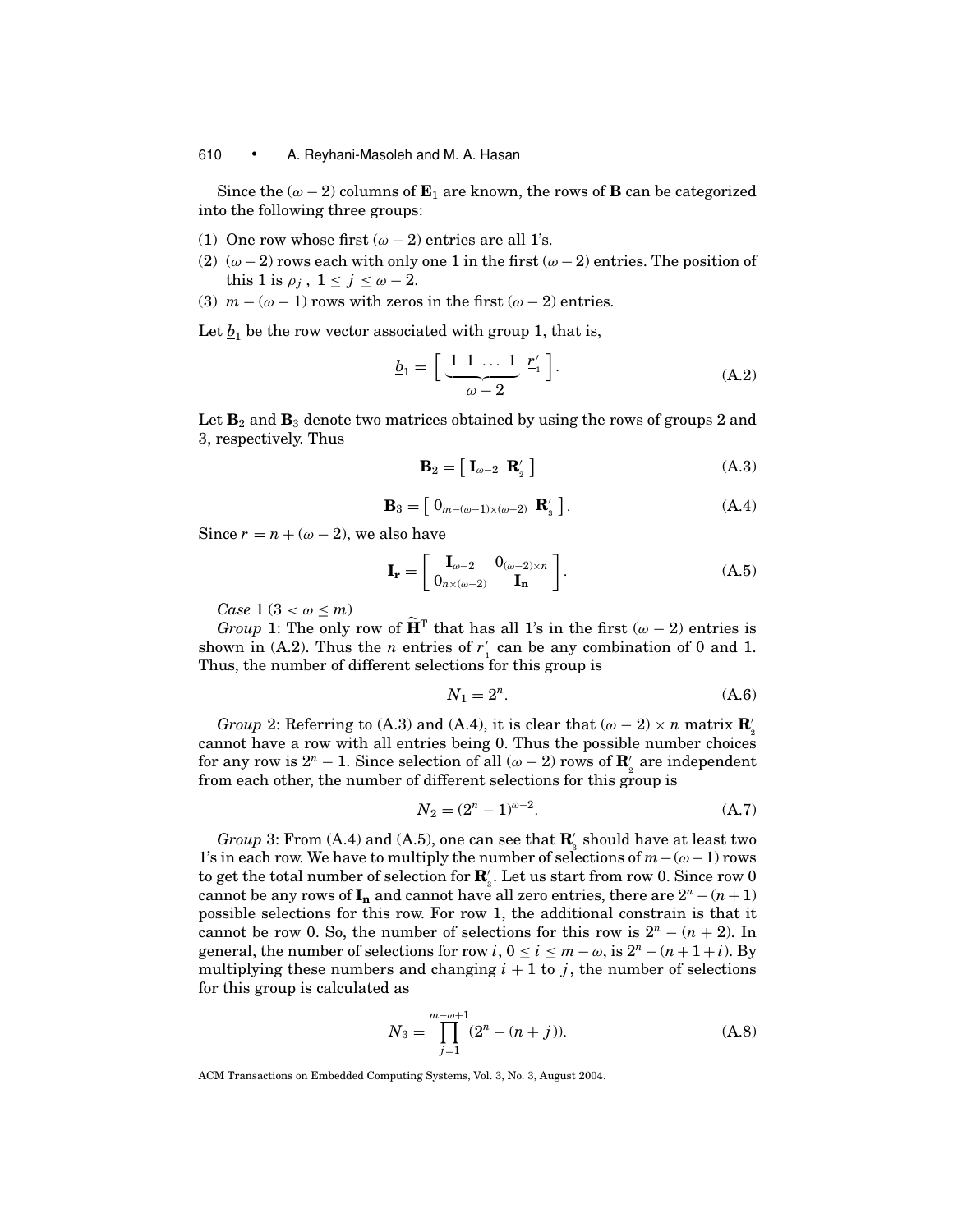Since the $(\omega - 2)$ columns of $\mathbf{E}_1$ are known, the rows of $\mathbf{B}$ can be categorized into the following three groups:

(1) One row whose first $(\omega - 2)$ entries are all 1's.
(2) $(\omega - 2)$ rows each with only one 1 in the first $(\omega - 2)$ entries. The position of this 1 is $\rho_j$, $1 \leq j \leq \omega - 2$.
(3) $m - (\omega - 1)$ rows with zeros in the first $(\omega - 2)$ entries.

Let $\underline{b}_1$ be the row vector associated with group 1, that is,

$$\underline{b}_1 = \left[ \underbrace{1\ 1\ \ldots\ 1}_{\omega - 2}\ \underline{r}'_1 \right]. \tag{A.2}$$

Let $\mathbf{B}_2$ and $\mathbf{B}_3$ denote two matrices obtained by using the rows of groups 2 and 3, respectively. Thus

$$\mathbf{B}_2 = \left[ \mathbf{I}_{\omega-2}\ \ \mathbf{R}'_2 \right] \tag{A.3}$$

$$\mathbf{B}_3 = \left[ 0_{m-(\omega-1)\times(\omega-2)}\ \ \mathbf{R}'_3 \right]. \tag{A.4}$$

Since $r = n + (\omega - 2)$, we also have

$$\mathbf{I_r} = \begin{bmatrix} \mathbf{I}_{\omega-2} & 0_{(\omega-2)\times n} \\ 0_{n\times(\omega-2)} & \mathbf{I_n} \end{bmatrix}. \tag{A.5}$$

*Case* 1 $(3 < \omega \leq m)$

*Group* 1: The only row of $\widetilde{\mathbf{H}}^{\mathrm{T}}$ that has all 1's in the first $(\omega - 2)$ entries is shown in (A.2). Thus the $n$ entries of $\underline{r}'_1$ can be any combination of 0 and 1. Thus, the number of different selections for this group is

$$N_1 = 2^n. \tag{A.6}$$

*Group* 2: Referring to (A.3) and (A.4), it is clear that $(\omega - 2) \times n$ matrix $\mathbf{R}'_2$ cannot have a row with all entries being 0. Thus the possible number choices for any row is $2^n - 1$. Since selection of all $(\omega - 2)$ rows of $\mathbf{R}'_2$ are independent from each other, the number of different selections for this group is

$$N_2 = (2^n - 1)^{\omega-2}. \tag{A.7}$$

*Group* 3: From (A.4) and (A.5), one can see that $\mathbf{R}'_3$ should have at least two 1's in each row. We have to multiply the number of selections of $m-(\omega-1)$ rows to get the total number of selection for $\mathbf{R}'_3$. Let us start from row 0. Since row 0 cannot be any rows of $\mathbf{I_n}$ and cannot have all zero entries, there are $2^n - (n+1)$ possible selections for this row. For row 1, the additional constrain is that it cannot be row 0. So, the number of selections for this row is $2^n - (n + 2)$. In general, the number of selections for row $i$, $0 \leq i \leq m - \omega$, is $2^n - (n+1+i)$. By multiplying these numbers and changing $i + 1$ to $j$, the number of selections for this group is calculated as

$$N_3 = \prod_{j=1}^{m-\omega+1} (2^n - (n + j)). \tag{A.8}$$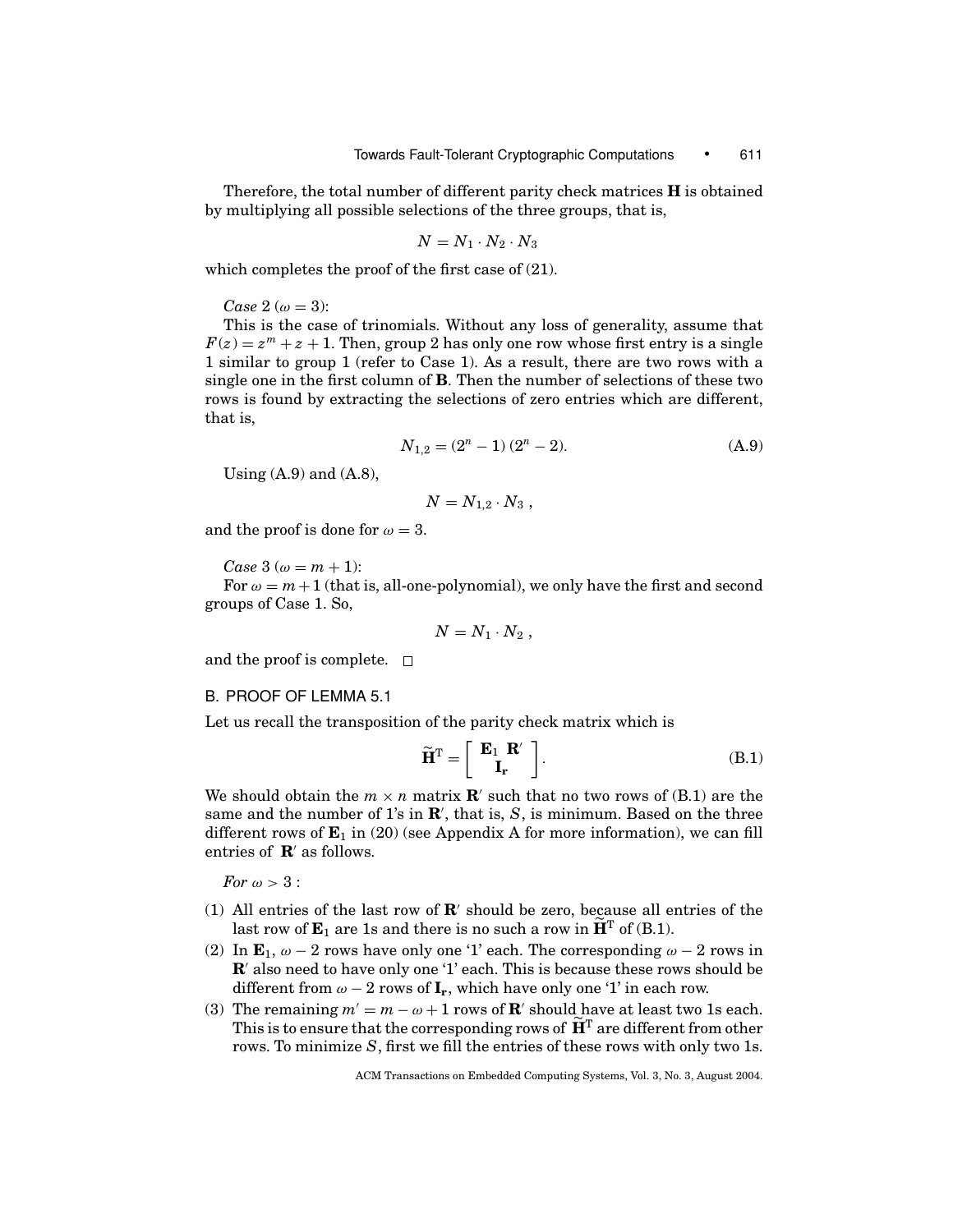Therefore, the total number of different parity check matrices $\mathbf{H}$ is obtained by multiplying all possible selections of the three groups, that is,

$$N = N_1 \cdot N_2 \cdot N_3$$

which completes the proof of the first case of (21).

*Case* 2 ($\omega = 3$):

This is the case of trinomials. Without any loss of generality, assume that $F(z) = z^m + z + 1$. Then, group 2 has only one row whose first entry is a single 1 similar to group 1 (refer to Case 1). As a result, there are two rows with a single one in the first column of $\mathbf{B}$. Then the number of selections of these two rows is found by extracting the selections of zero entries which are different, that is,

$$N_{1,2} = (2^n - 1)\,(2^n - 2). \tag{A.9}$$

Using (A.9) and (A.8),

$$N = N_{1,2} \cdot N_3 \ ,$$

and the proof is done for $\omega = 3$.

*Case* 3 ($\omega = m + 1$):

For $\omega = m+1$ (that is, all-one-polynomial), we only have the first and second groups of Case 1. So,

$$N = N_1 \cdot N_2 \ ,$$

and the proof is complete. □

## B. PROOF OF LEMMA 5.1

Let us recall the transposition of the parity check matrix which is

$$\widetilde{\mathbf{H}}^{\mathrm{T}} = \begin{bmatrix} \mathbf{E}_1 \ \mathbf{R}' \\ \mathbf{I_r} \end{bmatrix}. \tag{B.1}$$

We should obtain the $m \times n$ matrix $\mathbf{R}'$ such that no two rows of (B.1) are the same and the number of 1's in $\mathbf{R}'$, that is, $S$, is minimum. Based on the three different rows of $\mathbf{E}_1$ in (20) (see Appendix A for more information), we can fill entries of $\mathbf{R}'$ as follows.

*For* $\omega > 3$ :

(1) All entries of the last row of $\mathbf{R}'$ should be zero, because all entries of the last row of $\mathbf{E}_1$ are 1s and there is no such a row in $\widetilde{\mathbf{H}}^{\mathrm{T}}$ of (B.1).
(2) In $\mathbf{E}_1$, $\omega - 2$ rows have only one '1' each. The corresponding $\omega - 2$ rows in $\mathbf{R}'$ also need to have only one '1' each. This is because these rows should be different from $\omega - 2$ rows of $\mathbf{I_r}$, which have only one '1' in each row.
(3) The remaining $m' = m - \omega + 1$ rows of $\mathbf{R}'$ should have at least two 1s each. This is to ensure that the corresponding rows of $\widetilde{\mathbf{H}}^{\mathrm{T}}$ are different from other rows. To minimize $S$, first we fill the entries of these rows with only two 1s.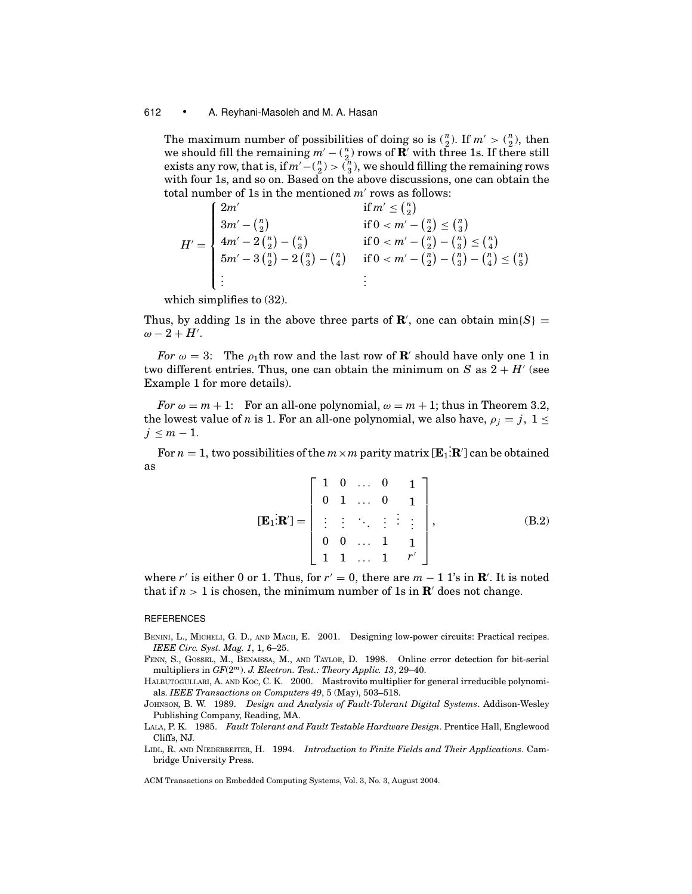The maximum number of possibilities of doing so is $\binom{n}{2}$. If $m' > \binom{n}{2}$, then we should fill the remaining $m' - \binom{n}{2}$ rows of $\mathbf{R}'$ with three 1s. If there still exists any row, that is, if $m' - \binom{n}{2} > \binom{n}{3}$, we should filling the remaining rows with four 1s, and so on. Based on the above discussions, one can obtain the total number of 1s in the mentioned $m'$ rows as follows:

$$
H' = \begin{cases}
2m' & \text{if } m' \leq \binom{n}{2} \\
3m' - \binom{n}{2} & \text{if } 0 < m' - \binom{n}{2} \leq \binom{n}{3} \\
4m' - 2\binom{n}{2} - \binom{n}{3} & \text{if } 0 < m' - \binom{n}{2} - \binom{n}{3} \leq \binom{n}{4} \\
5m' - 3\binom{n}{2} - 2\binom{n}{3} - \binom{n}{4} & \text{if } 0 < m' - \binom{n}{2} - \binom{n}{3} - \binom{n}{4} \leq \binom{n}{5} \\
\vdots & \vdots
\end{cases}
$$

which simplifies to (32).

Thus, by adding 1s in the above three parts of $\mathbf{R}'$, one can obtain $\min\{S\} = \omega - 2 + H'$.

*For $\omega = 3$:* The $\rho_1$th row and the last row of $\mathbf{R}'$ should have only one 1 in two different entries. Thus, one can obtain the minimum on $S$ as $2 + H'$ (see Example 1 for more details).

*For $\omega = m + 1$:* For an all-one polynomial, $\omega = m + 1$; thus in Theorem 3.2, the lowest value of $n$ is 1. For an all-one polynomial, we also have, $\rho_j = j$, $1 \leq j \leq m - 1$.

For $n = 1$, two possibilities of the $m \times m$ parity matrix $[\mathbf{E}_1 \vdots \mathbf{R}']$ can be obtained as

$$
[\mathbf{E}_1 \vdots \mathbf{R}'] = \left[\begin{array}{cccc:c}
1 & 0 & \dots & 0 & 1 \\
0 & 1 & \dots & 0 & 1 \\
\vdots & \vdots & \ddots & \vdots & \vdots \\
0 & 0 & \dots & 1 & 1 \\
1 & 1 & \dots & 1 & r'
\end{array}\right], \tag{B.2}
$$

where $r'$ is either 0 or 1. Thus, for $r' = 0$, there are $m - 1$ 1's in $\mathbf{R}'$. It is noted that if $n > 1$ is chosen, the minimum number of 1s in $\mathbf{R}'$ does not change.

## REFERENCES

Benini, L., Micheli, G. D., and Macii, E. 2001. Designing low-power circuits: Practical recipes. *IEEE Circ. Syst. Mag. 1*, 1, 6–25.

Fenn, S., Gossel, M., Benaissa, M., and Taylor, D. 1998. Online error detection for bit-serial multipliers in $GF(2^m)$. *J. Electron. Test.: Theory Applic. 13*, 29–40.

Halbutogullari, A. and Koc, C. K. 2000. Mastrovito multiplier for general irreducible polynomials. *IEEE Transactions on Computers 49*, 5 (May), 503–518.

Johnson, B. W. 1989. *Design and Analysis of Fault-Tolerant Digital Systems*. Addison-Wesley Publishing Company, Reading, MA.

Lala, P. K. 1985. *Fault Tolerant and Fault Testable Hardware Design*. Prentice Hall, Englewood Cliffs, NJ.

Lidl, R. and Niederreiter, H. 1994. *Introduction to Finite Fields and Their Applications*. Cambridge University Press.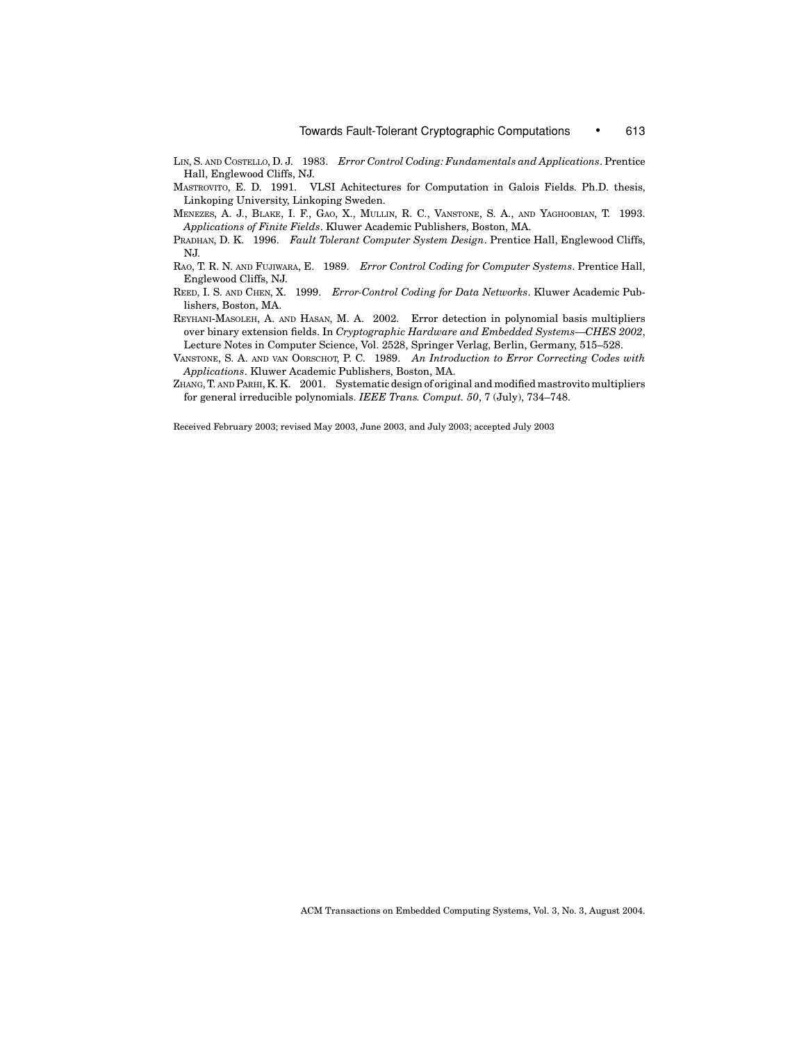LIN, S. AND COSTELLO, D. J. 1983. *Error Control Coding: Fundamentals and Applications*. Prentice Hall, Englewood Cliffs, NJ.

MASTROVITO, E. D. 1991. VLSI Achitectures for Computation in Galois Fields. Ph.D. thesis, Linkoping University, Linkoping Sweden.

MENEZES, A. J., BLAKE, I. F., GAO, X., MULLIN, R. C., VANSTONE, S. A., AND YAGHOOBIAN, T. 1993. *Applications of Finite Fields*. Kluwer Academic Publishers, Boston, MA.

PRADHAN, D. K. 1996. *Fault Tolerant Computer System Design*. Prentice Hall, Englewood Cliffs, NJ.

RAO, T. R. N. AND FUJIWARA, E. 1989. *Error Control Coding for Computer Systems*. Prentice Hall, Englewood Cliffs, NJ.

REED, I. S. AND CHEN, X. 1999. *Error-Control Coding for Data Networks*. Kluwer Academic Publishers, Boston, MA.

REYHANI-MASOLEH, A. AND HASAN, M. A. 2002. Error detection in polynomial basis multipliers over binary extension fields. In *Cryptographic Hardware and Embedded Systems—CHES 2002*, Lecture Notes in Computer Science, Vol. 2528, Springer Verlag, Berlin, Germany, 515–528.

VANSTONE, S. A. AND VAN OORSCHOT, P. C. 1989. *An Introduction to Error Correcting Codes with Applications*. Kluwer Academic Publishers, Boston, MA.

ZHANG, T. AND PARHI, K. K. 2001. Systematic design of original and modified mastrovito multipliers for general irreducible polynomials. *IEEE Trans. Comput. 50*, 7 (July), 734–748.

Received February 2003; revised May 2003, June 2003, and July 2003; accepted July 2003